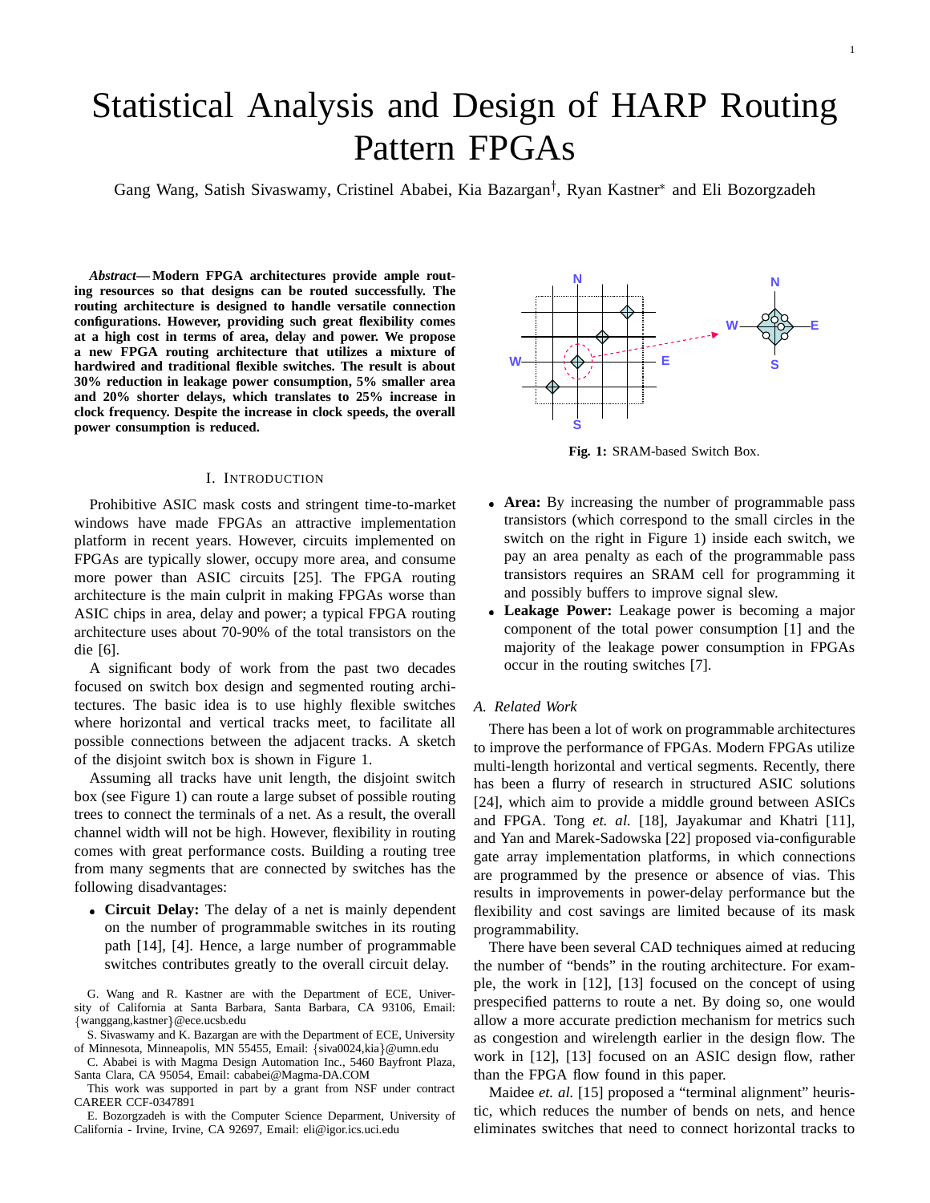# Statistical Analysis and Design of HARP Routing Pattern FPGAs

Gang Wang, Satish Sivaswamy, Cristinel Ababei, Kia Bazargan†, Ryan Kastner* and Eli Bozorgzadeh

***Abstract*— Modern FPGA architectures provide ample routing resources so that designs can be routed successfully. The routing architecture is designed to handle versatile connection configurations. However, providing such great flexibility comes at a high cost in terms of area, delay and power. We propose a new FPGA routing architecture that utilizes a mixture of hardwired and traditional flexible switches. The result is about 30% reduction in leakage power consumption, 5% smaller area and 20% shorter delays, which translates to 25% increase in clock frequency. Despite the increase in clock speeds, the overall power consumption is reduced.**

## I. Introduction

Prohibitive ASIC mask costs and stringent time-to-market windows have made FPGAs an attractive implementation platform in recent years. However, circuits implemented on FPGAs are typically slower, occupy more area, and consume more power than ASIC circuits [25]. The FPGA routing architecture is the main culprit in making FPGAs worse than ASIC chips in area, delay and power; a typical FPGA routing architecture uses about 70-90% of the total transistors on the die [6].

A significant body of work from the past two decades focused on switch box design and segmented routing architectures. The basic idea is to use highly flexible switches where horizontal and vertical tracks meet, to facilitate all possible connections between the adjacent tracks. A sketch of the disjoint switch box is shown in Figure 1.

Assuming all tracks have unit length, the disjoint switch box (see Figure 1) can route a large subset of possible routing trees to connect the terminals of a net. As a result, the overall channel width will not be high. However, flexibility in routing comes with great performance costs. Building a routing tree from many segments that are connected by switches has the following disadvantages:

- **Circuit Delay:** The delay of a net is mainly dependent on the number of programmable switches in its routing path [14], [4]. Hence, a large number of programmable switches contributes greatly to the overall circuit delay.
- **Area:** By increasing the number of programmable pass transistors (which correspond to the small circles in the switch on the right in Figure 1) inside each switch, we pay an area penalty as each of the programmable pass transistors requires an SRAM cell for programming it and possibly buffers to improve signal slew.
- **Leakage Power:** Leakage power is becoming a major component of the total power consumption [1] and the majority of the leakage power consumption in FPGAs occur in the routing switches [7].

G. Wang and R. Kastner are with the Department of ECE, University of California at Santa Barbara, Santa Barbara, CA 93106, Email: {wanggang,kastner}@ece.ucsb.edu

S. Sivaswamy and K. Bazargan are with the Department of ECE, University of Minnesota, Minneapolis, MN 55455, Email: {siva0024,kia}@umn.edu

C. Ababei is with Magma Design Automation Inc., 5460 Bayfront Plaza, Santa Clara, CA 95054, Email: cababei@Magma-DA.COM

This work was supported in part by a grant from NSF under contract CAREER CCF-0347891

E. Bozorgzadeh is with the Computer Science Deparment, University of California - Irvine, Irvine, CA 92697, Email: eli@igor.ics.uci.edu

Fig. 1: SRAM-based Switch Box.

### A. Related Work

There has been a lot of work on programmable architectures to improve the performance of FPGAs. Modern FPGAs utilize multi-length horizontal and vertical segments. Recently, there has been a flurry of research in structured ASIC solutions [24], which aim to provide a middle ground between ASICs and FPGA. Tong *et. al.* [18], Jayakumar and Khatri [11], and Yan and Marek-Sadowska [22] proposed via-configurable gate array implementation platforms, in which connections are programmed by the presence or absence of vias. This results in improvements in power-delay performance but the flexibility and cost savings are limited because of its mask programmability.

There have been several CAD techniques aimed at reducing the number of "bends" in the routing architecture. For example, the work in [12], [13] focused on the concept of using prespecified patterns to route a net. By doing so, one would allow a more accurate prediction mechanism for metrics such as congestion and wirelength earlier in the design flow. The work in [12], [13] focused on an ASIC design flow, rather than the FPGA flow found in this paper.

Maidee *et. al.* [15] proposed a "terminal alignment" heuristic, which reduces the number of bends on nets, and hence eliminates switches that need to connect horizontal tracks to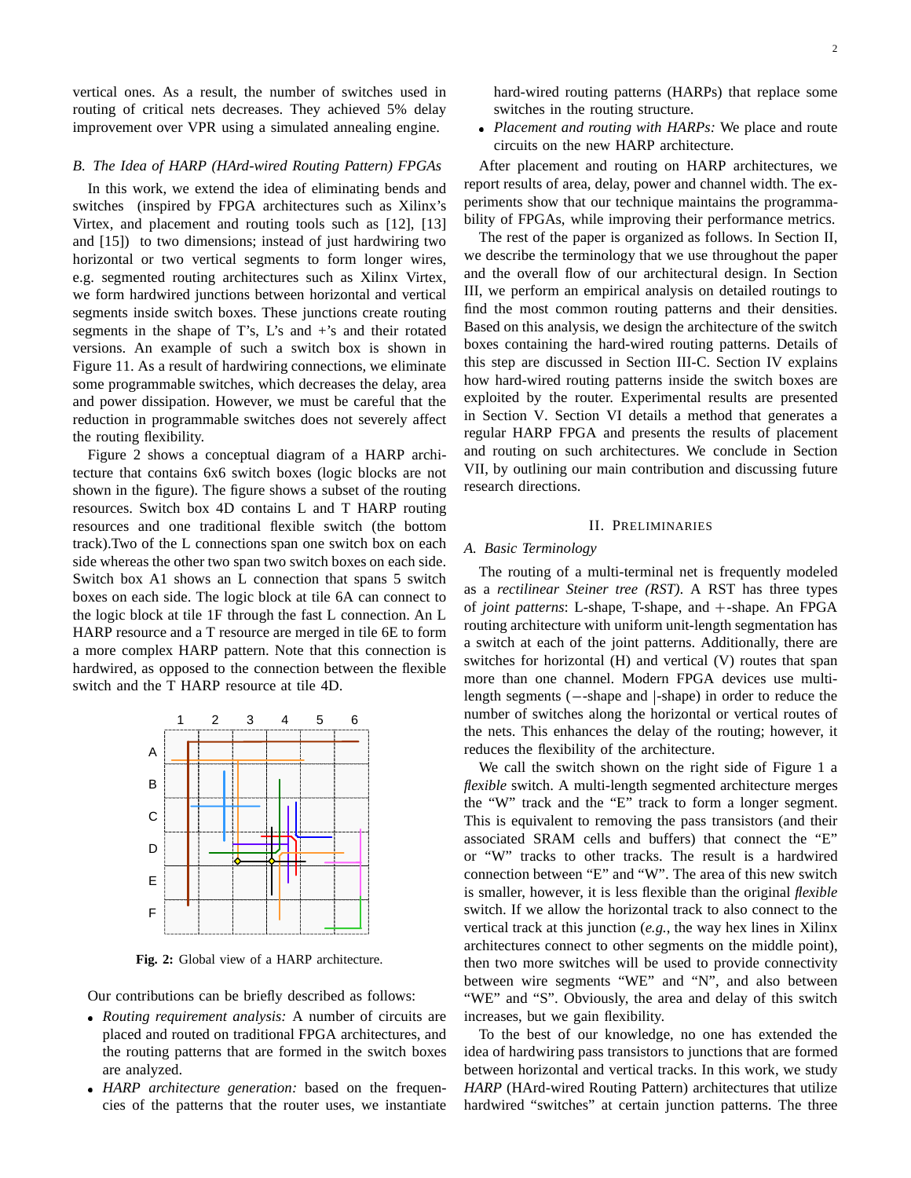vertical ones. As a result, the number of switches used in routing of critical nets decreases. They achieved 5% delay improvement over VPR using a simulated annealing engine.

### B. The Idea of HARP (HArd-wired Routing Pattern) FPGAs

In this work, we extend the idea of eliminating bends and switches (inspired by FPGA architectures such as Xilinx's Virtex, and placement and routing tools such as [12], [13] and [15]) to two dimensions; instead of just hardwiring two horizontal or two vertical segments to form longer wires, e.g. segmented routing architectures such as Xilinx Virtex, we form hardwired junctions between horizontal and vertical segments inside switch boxes. These junctions create routing segments in the shape of T's, L's and +'s and their rotated versions. An example of such a switch box is shown in Figure 11. As a result of hardwiring connections, we eliminate some programmable switches, which decreases the delay, area and power dissipation. However, we must be careful that the reduction in programmable switches does not severely affect the routing flexibility.

Figure 2 shows a conceptual diagram of a HARP architecture that contains 6x6 switch boxes (logic blocks are not shown in the figure). The figure shows a subset of the routing resources. Switch box 4D contains L and T HARP routing resources and one traditional flexible switch (the bottom track).Two of the L connections span one switch box on each side whereas the other two span two switch boxes on each side. Switch box A1 shows an L connection that spans 5 switch boxes on each side. The logic block at tile 6A can connect to the logic block at tile 1F through the fast L connection. An L HARP resource and a T resource are merged in tile 6E to form a more complex HARP pattern. Note that this connection is hardwired, as opposed to the connection between the flexible switch and the T HARP resource at tile 4D.

**Fig. 2:** Global view of a HARP architecture.

Our contributions can be briefly described as follows:

- *Routing requirement analysis:* A number of circuits are placed and routed on traditional FPGA architectures, and the routing patterns that are formed in the switch boxes are analyzed.
- *HARP architecture generation:* based on the frequencies of the patterns that the router uses, we instantiate hard-wired routing patterns (HARPs) that replace some switches in the routing structure.
- *Placement and routing with HARPs:* We place and route circuits on the new HARP architecture.

After placement and routing on HARP architectures, we report results of area, delay, power and channel width. The experiments show that our technique maintains the programmability of FPGAs, while improving their performance metrics.

The rest of the paper is organized as follows. In Section II, we describe the terminology that we use throughout the paper and the overall flow of our architectural design. In Section III, we perform an empirical analysis on detailed routings to find the most common routing patterns and their densities. Based on this analysis, we design the architecture of the switch boxes containing the hard-wired routing patterns. Details of this step are discussed in Section III-C. Section IV explains how hard-wired routing patterns inside the switch boxes are exploited by the router. Experimental results are presented in Section V. Section VI details a method that generates a regular HARP FPGA and presents the results of placement and routing on such architectures. We conclude in Section VII, by outlining our main contribution and discussing future research directions.

## II. Preliminaries

### A. Basic Terminology

The routing of a multi-terminal net is frequently modeled as a *rectilinear Steiner tree (RST)*. A RST has three types of *joint patterns*: L-shape, T-shape, and +-shape. An FPGA routing architecture with uniform unit-length segmentation has a switch at each of the joint patterns. Additionally, there are switches for horizontal (H) and vertical (V) routes that span more than one channel. Modern FPGA devices use multi-length segments (−-shape and |-shape) in order to reduce the number of switches along the horizontal or vertical routes of the nets. This enhances the delay of the routing; however, it reduces the flexibility of the architecture.

We call the switch shown on the right side of Figure 1 a *flexible* switch. A multi-length segmented architecture merges the "W" track and the "E" track to form a longer segment. This is equivalent to removing the pass transistors (and their associated SRAM cells and buffers) that connect the "E" or "W" tracks to other tracks. The result is a hardwired connection between "E" and "W". The area of this new switch is smaller, however, it is less flexible than the original *flexible* switch. If we allow the horizontal track to also connect to the vertical track at this junction (*e.g.,* the way hex lines in Xilinx architectures connect to other segments on the middle point), then two more switches will be used to provide connectivity between wire segments "WE" and "N", and also between "WE" and "S". Obviously, the area and delay of this switch increases, but we gain flexibility.

To the best of our knowledge, no one has extended the idea of hardwiring pass transistors to junctions that are formed between horizontal and vertical tracks. In this work, we study *HARP* (HArd-wired Routing Pattern) architectures that utilize hardwired "switches" at certain junction patterns. The three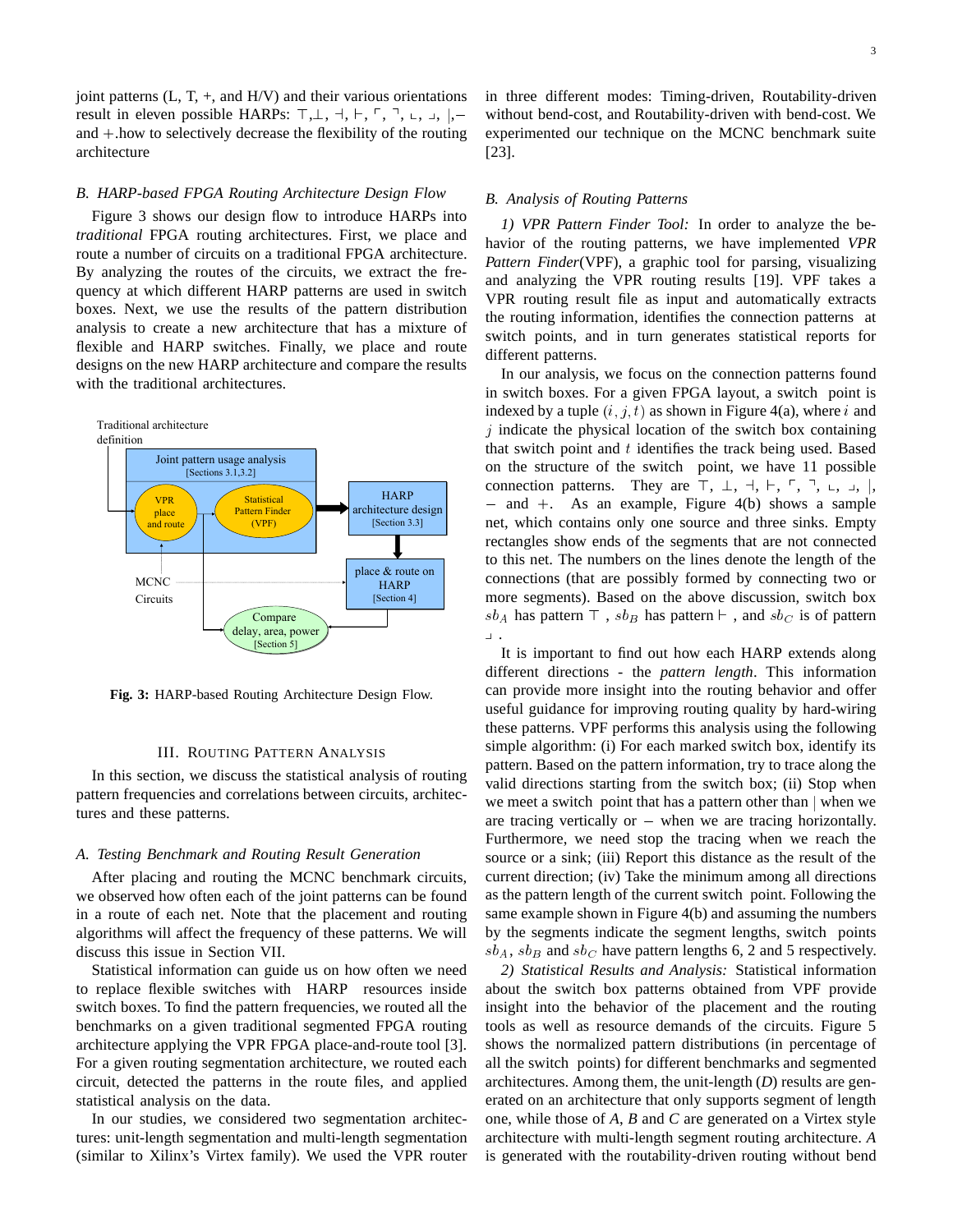joint patterns (L, T, +, and H/V) and their various orientations result in eleven possible HARPs: ⊤,⊥, ⊣, ⊢, ⌜, ⌝, ⌞, ⌟, |,– and +.how to selectively decrease the flexibility of the routing architecture

### B. HARP-based FPGA Routing Architecture Design Flow

Figure 3 shows our design flow to introduce HARPs into *traditional* FPGA routing architectures. First, we place and route a number of circuits on a traditional FPGA architecture. By analyzing the routes of the circuits, we extract the frequency at which different HARP patterns are used in switch boxes. Next, we use the results of the pattern distribution analysis to create a new architecture that has a mixture of flexible and HARP switches. Finally, we place and route designs on the new HARP architecture and compare the results with the traditional architectures.

Traditional architecture definition

Joint pattern usage analysis [Sections 3.1,3.2]

VPR place and route

Statistical Pattern Finder (VPF)

HARP architecture design [Section 3.3]

MCNC Circuits

place & route on HARP [Section 4]

Compare delay, area, power [Section 5]

**Fig. 3:** HARP-based Routing Architecture Design Flow.

## III. Routing Pattern Analysis

In this section, we discuss the statistical analysis of routing pattern frequencies and correlations between circuits, architectures and these patterns.

### A. Testing Benchmark and Routing Result Generation

After placing and routing the MCNC benchmark circuits, we observed how often each of the joint patterns can be found in a route of each net. Note that the placement and routing algorithms will affect the frequency of these patterns. We will discuss this issue in Section VII.

Statistical information can guide us on how often we need to replace flexible switches with HARP resources inside switch boxes. To find the pattern frequencies, we routed all the benchmarks on a given traditional segmented FPGA routing architecture applying the VPR FPGA place-and-route tool [3]. For a given routing segmentation architecture, we routed each circuit, detected the patterns in the route files, and applied statistical analysis on the data.

In our studies, we considered two segmentation architectures: unit-length segmentation and multi-length segmentation (similar to Xilinx's Virtex family). We used the VPR router in three different modes: Timing-driven, Routability-driven without bend-cost, and Routability-driven with bend-cost. We experimented our technique on the MCNC benchmark suite [23].

### B. Analysis of Routing Patterns

*1) VPR Pattern Finder Tool:* In order to analyze the behavior of the routing patterns, we have implemented *VPR Pattern Finder*(VPF), a graphic tool for parsing, visualizing and analyzing the VPR routing results [19]. VPF takes a VPR routing result file as input and automatically extracts the routing information, identifies the connection patterns at switch points, and in turn generates statistical reports for different patterns.

In our analysis, we focus on the connection patterns found in switch boxes. For a given FPGA layout, a switch point is indexed by a tuple $(i, j, t)$ as shown in Figure 4(a), where $i$ and $j$ indicate the physical location of the switch box containing that switch point and $t$ identifies the track being used. Based on the structure of the switch point, we have 11 possible connection patterns. They are ⊤, ⊥, ⊣, ⊢, ⌜, ⌝, ⌞, ⌟, |, – and +. As an example, Figure 4(b) shows a sample net, which contains only one source and three sinks. Empty rectangles show ends of the segments that are not connected to this net. The numbers on the lines denote the length of the connections (that are possibly formed by connecting two or more segments). Based on the above discussion, switch box $sb_A$ has pattern ⊤ , $sb_B$ has pattern ⊢ , and $sb_C$ is of pattern ⌟ .

It is important to find out how each HARP extends along different directions - the *pattern length*. This information can provide more insight into the routing behavior and offer useful guidance for improving routing quality by hard-wiring these patterns. VPF performs this analysis using the following simple algorithm: (i) For each marked switch box, identify its pattern. Based on the pattern information, try to trace along the valid directions starting from the switch box; (ii) Stop when we meet a switch point that has a pattern other than | when we are tracing vertically or – when we are tracing horizontally. Furthermore, we need stop the tracing when we reach the source or a sink; (iii) Report this distance as the result of the current direction; (iv) Take the minimum among all directions as the pattern length of the current switch point. Following the same example shown in Figure 4(b) and assuming the numbers by the segments indicate the segment lengths, switch points $sb_A$, $sb_B$ and $sb_C$ have pattern lengths 6, 2 and 5 respectively.

*2) Statistical Results and Analysis:* Statistical information about the switch box patterns obtained from VPF provide insight into the behavior of the placement and the routing tools as well as resource demands of the circuits. Figure 5 shows the normalized pattern distributions (in percentage of all the switch points) for different benchmarks and segmented architectures. Among them, the unit-length (*D*) results are generated on an architecture that only supports segment of length one, while those of *A*, *B* and *C* are generated on a Virtex style architecture with multi-length segment routing architecture. *A* is generated with the routability-driven routing without bend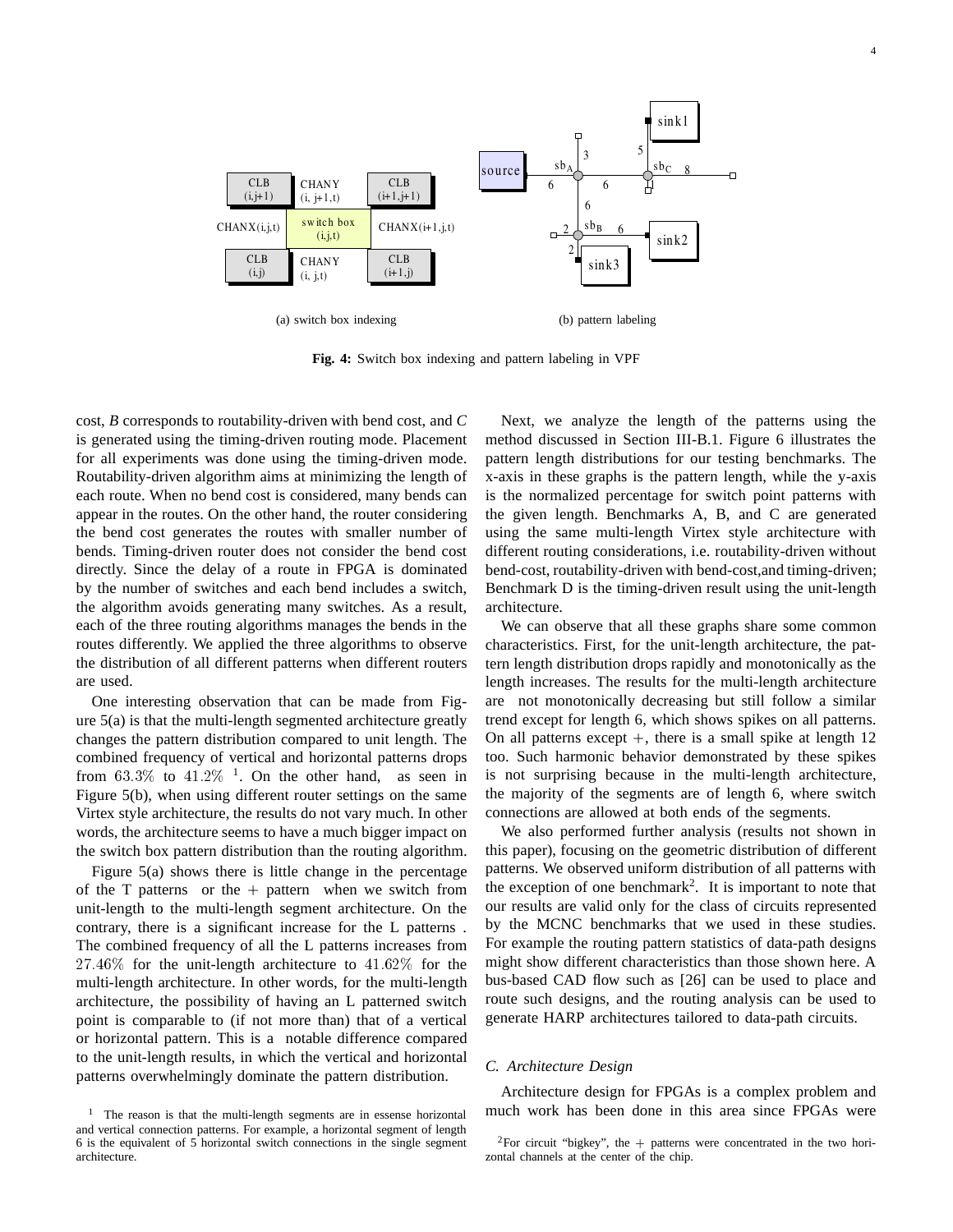Fig. 4: Switch box indexing and pattern labeling in VPF

(a) switch box indexing

(b) pattern labeling

cost, *B* corresponds to routability-driven with bend cost, and *C* is generated using the timing-driven routing mode. Placement for all experiments was done using the timing-driven mode. Routability-driven algorithm aims at minimizing the length of each route. When no bend cost is considered, many bends can appear in the routes. On the other hand, the router considering the bend cost generates the routes with smaller number of bends. Timing-driven router does not consider the bend cost directly. Since the delay of a route in FPGA is dominated by the number of switches and each bend includes a switch, the algorithm avoids generating many switches. As a result, each of the three routing algorithms manages the bends in the routes differently. We applied the three algorithms to observe the distribution of all different patterns when different routers are used.

One interesting observation that can be made from Figure 5(a) is that the multi-length segmented architecture greatly changes the pattern distribution compared to unit length. The combined frequency of vertical and horizontal patterns drops from $63.3\%$ to $41.2\%$ [1]. On the other hand, as seen in Figure 5(b), when using different router settings on the same Virtex style architecture, the results do not vary much. In other words, the architecture seems to have a much bigger impact on the switch box pattern distribution than the routing algorithm.

Figure 5(a) shows there is little change in the percentage of the T patterns or the $+$ pattern when we switch from unit-length to the multi-length segment architecture. On the contrary, there is a significant increase for the L patterns . The combined frequency of all the L patterns increases from $27.46\%$ for the unit-length architecture to $41.62\%$ for the multi-length architecture. In other words, for the multi-length architecture, the possibility of having an L patterned switch point is comparable to (if not more than) that of a vertical or horizontal pattern. This is a notable difference compared to the unit-length results, in which the vertical and horizontal patterns overwhelmingly dominate the pattern distribution.

Next, we analyze the length of the patterns using the method discussed in Section III-B.1. Figure 6 illustrates the pattern length distributions for our testing benchmarks. The x-axis in these graphs is the pattern length, while the y-axis is the normalized percentage for switch point patterns with the given length. Benchmarks A, B, and C are generated using the same multi-length Virtex style architecture with different routing considerations, i.e. routability-driven without bend-cost, routability-driven with bend-cost,and timing-driven; Benchmark D is the timing-driven result using the unit-length architecture.

We can observe that all these graphs share some common characteristics. First, for the unit-length architecture, the pattern length distribution drops rapidly and monotonically as the length increases. The results for the multi-length architecture are not monotonically decreasing but still follow a similar trend except for length 6, which shows spikes on all patterns. On all patterns except $+$, there is a small spike at length 12 too. Such harmonic behavior demonstrated by these spikes is not surprising because in the multi-length architecture, the majority of the segments are of length 6, where switch connections are allowed at both ends of the segments.

We also performed further analysis (results not shown in this paper), focusing on the geometric distribution of different patterns. We observed uniform distribution of all patterns with the exception of one benchmark[2]. It is important to note that our results are valid only for the class of circuits represented by the MCNC benchmarks that we used in these studies. For example the routing pattern statistics of data-path designs might show different characteristics than those shown here. A bus-based CAD flow such as [26] can be used to place and route such designs, and the routing analysis can be used to generate HARP architectures tailored to data-path circuits.

### C. Architecture Design

Architecture design for FPGAs is a complex problem and much work has been done in this area since FPGAs were

[1] The reason is that the multi-length segments are in essense horizontal and vertical connection patterns. For example, a horizontal segment of length 6 is the equivalent of 5 horizontal switch connections in the single segment architecture.

[2] For circuit "bigkey", the $+$ patterns were concentrated in the two horizontal channels at the center of the chip.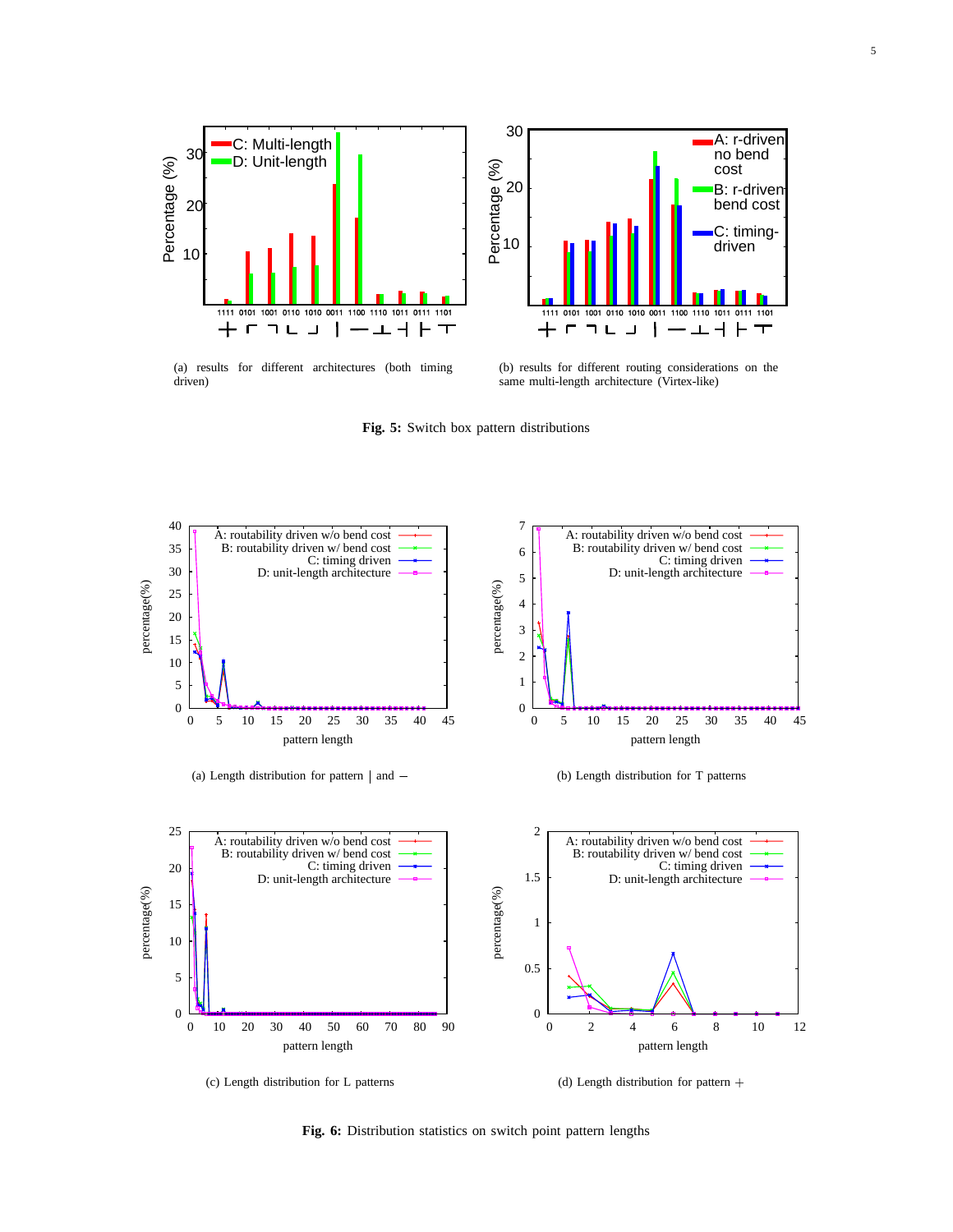(a) results for different architectures (both timing driven)

(b) results for different routing considerations on the same multi-length architecture (Virtex-like)

**Fig. 5:** Switch box pattern distributions

(a) Length distribution for pattern | and –

(b) Length distribution for T patterns

(c) Length distribution for L patterns

(d) Length distribution for pattern +

**Fig. 6:** Distribution statistics on switch point pattern lengths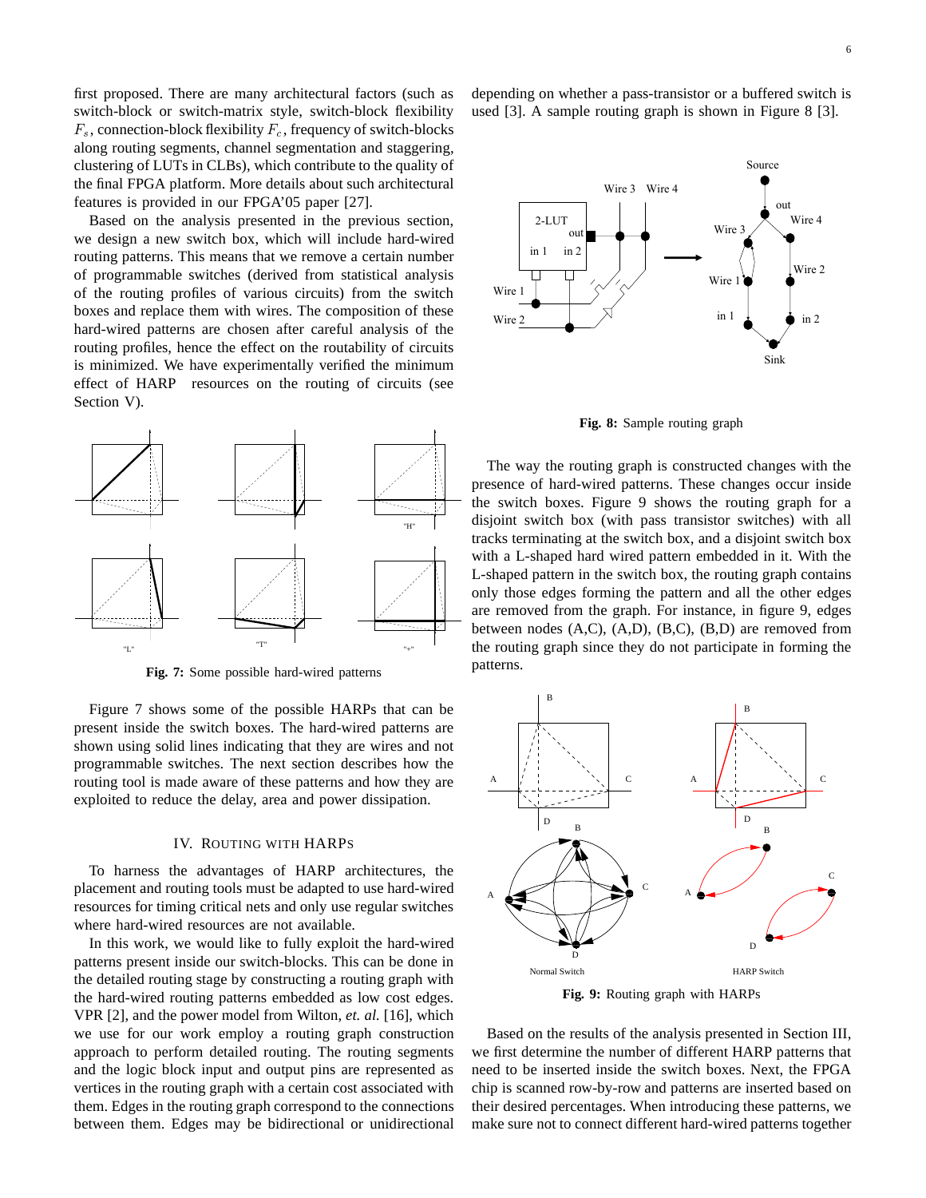first proposed. There are many architectural factors (such as switch-block or switch-matrix style, switch-block flexibility $F_s$, connection-block flexibility $F_c$, frequency of switch-blocks along routing segments, channel segmentation and staggering, clustering of LUTs in CLBs), which contribute to the quality of the final FPGA platform. More details about such architectural features is provided in our FPGA'05 paper [27].

Based on the analysis presented in the previous section, we design a new switch box, which will include hard-wired routing patterns. This means that we remove a certain number of programmable switches (derived from statistical analysis of the routing profiles of various circuits) from the switch boxes and replace them with wires. The composition of these hard-wired patterns are chosen after careful analysis of the routing profiles, hence the effect on the routability of circuits is minimized. We have experimentally verified the minimum effect of HARP resources on the routing of circuits (see Section V).

**Fig. 7:** Some possible hard-wired patterns

Figure 7 shows some of the possible HARPs that can be present inside the switch boxes. The hard-wired patterns are shown using solid lines indicating that they are wires and not programmable switches. The next section describes how the routing tool is made aware of these patterns and how they are exploited to reduce the delay, area and power dissipation.

## IV. Routing with HARPs

To harness the advantages of HARP architectures, the placement and routing tools must be adapted to use hard-wired resources for timing critical nets and only use regular switches where hard-wired resources are not available.

In this work, we would like to fully exploit the hard-wired patterns present inside our switch-blocks. This can be done in the detailed routing stage by constructing a routing graph with the hard-wired routing patterns embedded as low cost edges. VPR [2], and the power model from Wilton, *et. al.* [16], which we use for our work employ a routing graph construction approach to perform detailed routing. The routing segments and the logic block input and output pins are represented as vertices in the routing graph with a certain cost associated with them. Edges in the routing graph correspond to the connections between them. Edges may be bidirectional or unidirectional depending on whether a pass-transistor or a buffered switch is used [3]. A sample routing graph is shown in Figure 8 [3].

**Fig. 8:** Sample routing graph

The way the routing graph is constructed changes with the presence of hard-wired patterns. These changes occur inside the switch boxes. Figure 9 shows the routing graph for a disjoint switch box (with pass transistor switches) with all tracks terminating at the switch box, and a disjoint switch box with a L-shaped hard wired pattern embedded in it. With the L-shaped pattern in the switch box, the routing graph contains only those edges forming the pattern and all the other edges are removed from the graph. For instance, in figure 9, edges between nodes (A,C), (A,D), (B,C), (B,D) are removed from the routing graph since they do not participate in forming the patterns.

**Fig. 9:** Routing graph with HARPs

Based on the results of the analysis presented in Section III, we first determine the number of different HARP patterns that need to be inserted inside the switch boxes. Next, the FPGA chip is scanned row-by-row and patterns are inserted based on their desired percentages. When introducing these patterns, we make sure not to connect different hard-wired patterns together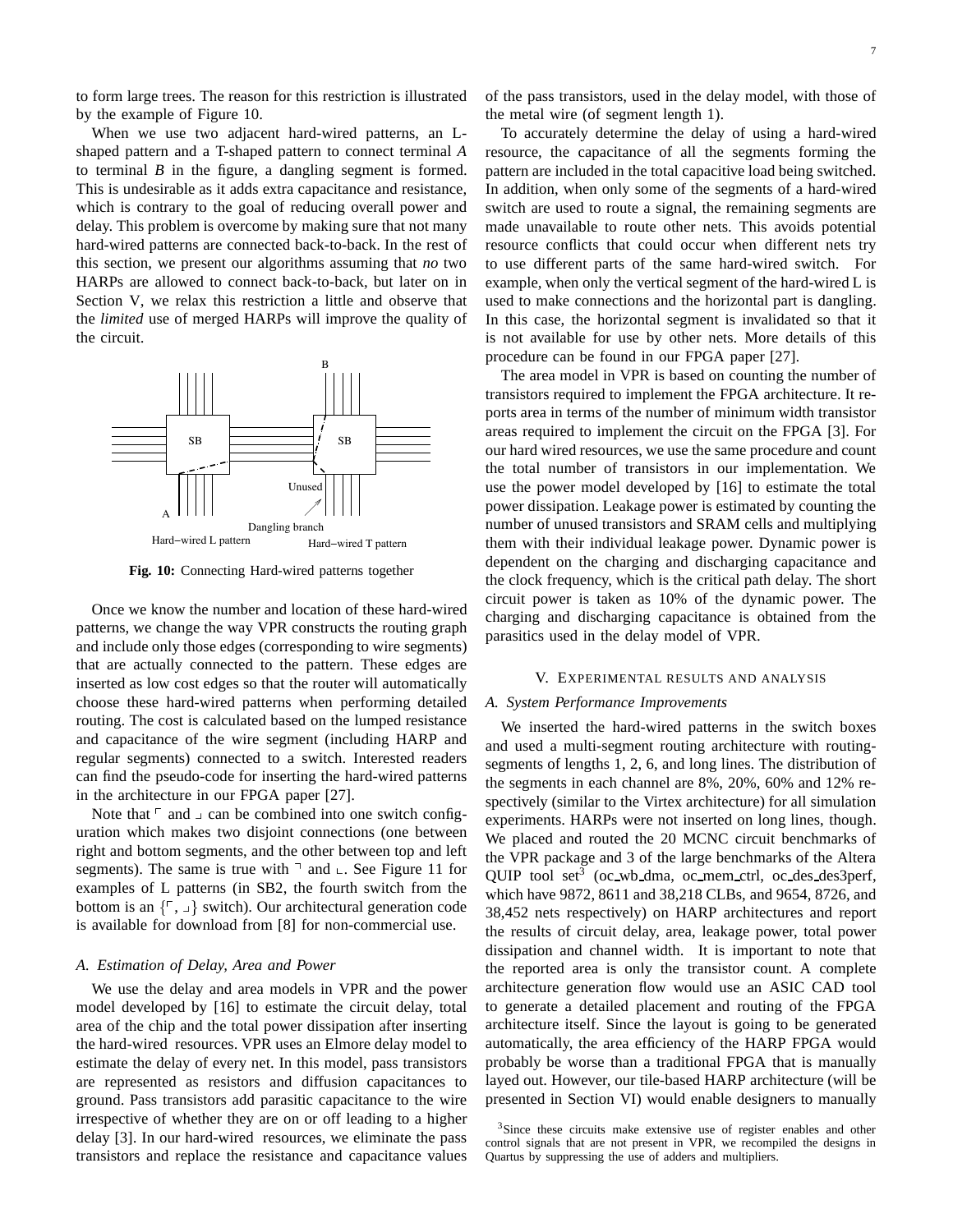to form large trees. The reason for this restriction is illustrated by the example of Figure 10.

When we use two adjacent hard-wired patterns, an L-shaped pattern and a T-shaped pattern to connect terminal *A* to terminal *B* in the figure, a dangling segment is formed. This is undesirable as it adds extra capacitance and resistance, which is contrary to the goal of reducing overall power and delay. This problem is overcome by making sure that not many hard-wired patterns are connected back-to-back. In the rest of this section, we present our algorithms assuming that *no* two HARPs are allowed to connect back-to-back, but later on in Section V, we relax this restriction a little and observe that the *limited* use of merged HARPs will improve the quality of the circuit.

**Fig. 10:** Connecting Hard-wired patterns together

Once we know the number and location of these hard-wired patterns, we change the way VPR constructs the routing graph and include only those edges (corresponding to wire segments) that are actually connected to the pattern. These edges are inserted as low cost edges so that the router will automatically choose these hard-wired patterns when performing detailed routing. The cost is calculated based on the lumped resistance and capacitance of the wire segment (including HARP and regular segments) connected to a switch. Interested readers can find the pseudo-code for inserting the hard-wired patterns in the architecture in our FPGA paper [27].

Note that ⌜ and ⌟ can be combined into one switch configuration which makes two disjoint connections (one between right and bottom segments, and the other between top and left segments). The same is true with ⌝ and ⌞. See Figure 11 for examples of L patterns (in SB2, the fourth switch from the bottom is an {⌜, ⌟} switch). Our architectural generation code is available for download from [8] for non-commercial use.

### A. Estimation of Delay, Area and Power

We use the delay and area models in VPR and the power model developed by [16] to estimate the circuit delay, total area of the chip and the total power dissipation after inserting the hard-wired resources. VPR uses an Elmore delay model to estimate the delay of every net. In this model, pass transistors are represented as resistors and diffusion capacitances to ground. Pass transistors add parasitic capacitance to the wire irrespective of whether they are on or off leading to a higher delay [3]. In our hard-wired resources, we eliminate the pass transistors and replace the resistance and capacitance values of the pass transistors, used in the delay model, with those of the metal wire (of segment length 1).

To accurately determine the delay of using a hard-wired resource, the capacitance of all the segments forming the pattern are included in the total capacitive load being switched. In addition, when only some of the segments of a hard-wired switch are used to route a signal, the remaining segments are made unavailable to route other nets. This avoids potential resource conflicts that could occur when different nets try to use different parts of the same hard-wired switch. For example, when only the vertical segment of the hard-wired L is used to make connections and the horizontal part is dangling. In this case, the horizontal segment is invalidated so that it is not available for use by other nets. More details of this procedure can be found in our FPGA paper [27].

The area model in VPR is based on counting the number of transistors required to implement the FPGA architecture. It reports area in terms of the number of minimum width transistor areas required to implement the circuit on the FPGA [3]. For our hard wired resources, we use the same procedure and count the total number of transistors in our implementation. We use the power model developed by [16] to estimate the total power dissipation. Leakage power is estimated by counting the number of unused transistors and SRAM cells and multiplying them with their individual leakage power. Dynamic power is dependent on the charging and discharging capacitance and the clock frequency, which is the critical path delay. The short circuit power is taken as 10% of the dynamic power. The charging and discharging capacitance is obtained from the parasitics used in the delay model of VPR.

## V. Experimental results and analysis

### A. System Performance Improvements

We inserted the hard-wired patterns in the switch boxes and used a multi-segment routing architecture with routing-segments of lengths 1, 2, 6, and long lines. The distribution of the segments in each channel are 8%, 20%, 60% and 12% respectively (similar to the Virtex architecture) for all simulation experiments. HARPs were not inserted on long lines, though. We placed and routed the 20 MCNC circuit benchmarks of the VPR package and 3 of the large benchmarks of the Altera QUIP tool set[3] (oc_wb_dma, oc_mem_ctrl, oc_des_des3perf, which have 9872, 8611 and 38,218 CLBs, and 9654, 8726, and 38,452 nets respectively) on HARP architectures and report the results of circuit delay, area, leakage power, total power dissipation and channel width. It is important to note that the reported area is only the transistor count. A complete architecture generation flow would use an ASIC CAD tool to generate a detailed placement and routing of the FPGA architecture itself. Since the layout is going to be generated automatically, the area efficiency of the HARP FPGA would probably be worse than a traditional FPGA that is manually layed out. However, our tile-based HARP architecture (will be presented in Section VI) would enable designers to manually

[3]Since these circuits make extensive use of register enables and other control signals that are not present in VPR, we recompiled the designs in Quartus by suppressing the use of adders and multipliers.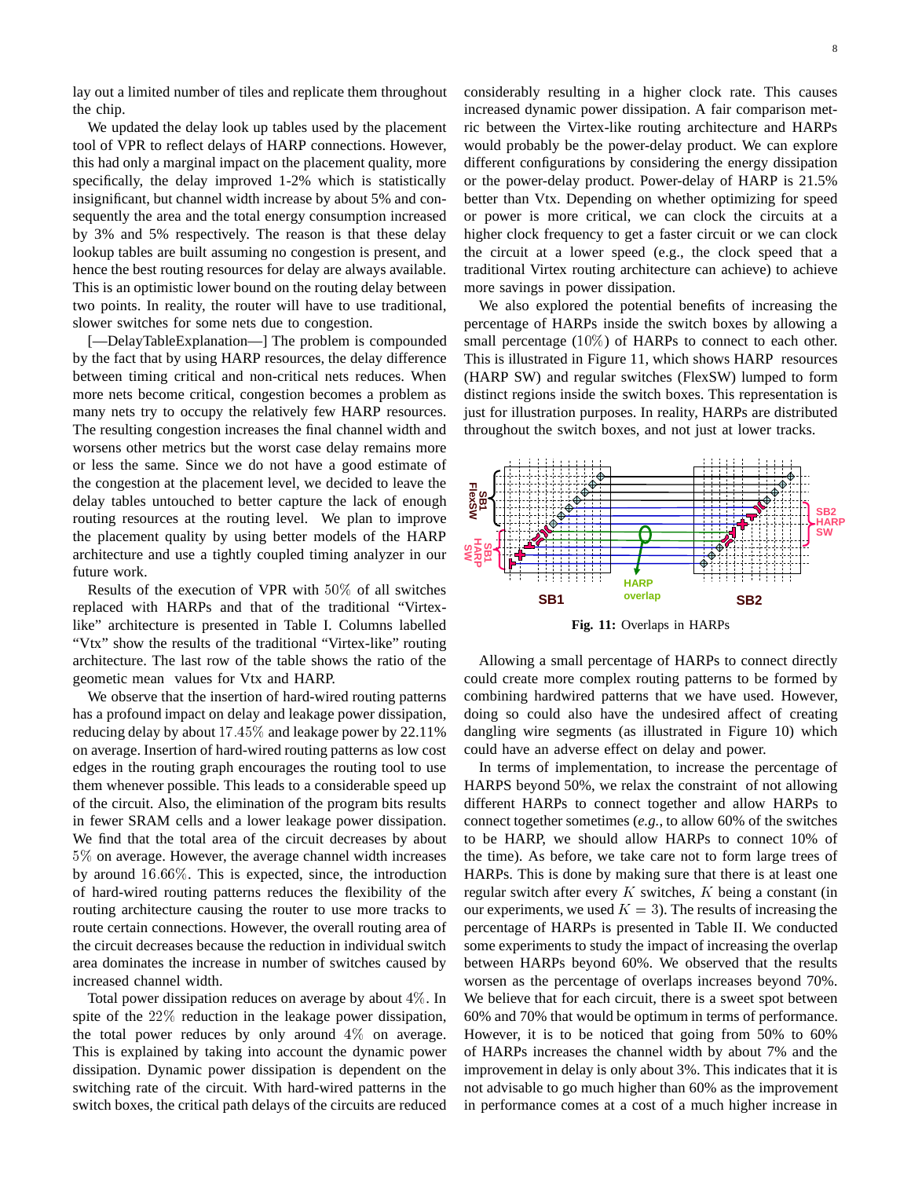lay out a limited number of tiles and replicate them throughout the chip.

We updated the delay look up tables used by the placement tool of VPR to reflect delays of HARP connections. However, this had only a marginal impact on the placement quality, more specifically, the delay improved 1-2% which is statistically insignificant, but channel width increase by about 5% and consequently the area and the total energy consumption increased by 3% and 5% respectively. The reason is that these delay lookup tables are built assuming no congestion is present, and hence the best routing resources for delay are always available. This is an optimistic lower bound on the routing delay between two points. In reality, the router will have to use traditional, slower switches for some nets due to congestion.

[—DelayTableExplanation—] The problem is compounded by the fact that by using HARP resources, the delay difference between timing critical and non-critical nets reduces. When more nets become critical, congestion becomes a problem as many nets try to occupy the relatively few HARP resources. The resulting congestion increases the final channel width and worsens other metrics but the worst case delay remains more or less the same. Since we do not have a good estimate of the congestion at the placement level, we decided to leave the delay tables untouched to better capture the lack of enough routing resources at the routing level. We plan to improve the placement quality by using better models of the HARP architecture and use a tightly coupled timing analyzer in our future work.

Results of the execution of VPR with $50\%$ of all switches replaced with HARPs and that of the traditional “Virtex-like” architecture is presented in Table I. Columns labelled “Vtx” show the results of the traditional “Virtex-like” routing architecture. The last row of the table shows the ratio of the geometric mean values for Vtx and HARP.

We observe that the insertion of hard-wired routing patterns has a profound impact on delay and leakage power dissipation, reducing delay by about $17.45\%$ and leakage power by 22.11% on average. Insertion of hard-wired routing patterns as low cost edges in the routing graph encourages the routing tool to use them whenever possible. This leads to a considerable speed up of the circuit. Also, the elimination of the program bits results in fewer SRAM cells and a lower leakage power dissipation. We find that the total area of the circuit decreases by about $5\%$ on average. However, the average channel width increases by around $16.66\%$. This is expected, since, the introduction of hard-wired routing patterns reduces the flexibility of the routing architecture causing the router to use more tracks to route certain connections. However, the overall routing area of the circuit decreases because the reduction in individual switch area dominates the increase in number of switches caused by increased channel width.

Total power dissipation reduces on average by about $4\%$. In spite of the $22\%$ reduction in the leakage power dissipation, the total power reduces by only around $4\%$ on average. This is explained by taking into account the dynamic power dissipation. Dynamic power dissipation is dependent on the switching rate of the circuit. With hard-wired patterns in the switch boxes, the critical path delays of the circuits are reduced considerably resulting in a higher clock rate. This causes increased dynamic power dissipation. A fair comparison metric between the Virtex-like routing architecture and HARPs would probably be the power-delay product. We can explore different configurations by considering the energy dissipation or the power-delay product. Power-delay of HARP is 21.5% better than Vtx. Depending on whether optimizing for speed or power is more critical, we can clock the circuits at a higher clock frequency to get a faster circuit or we can clock the circuit at a lower speed (e.g., the clock speed that a traditional Virtex routing architecture can achieve) to achieve more savings in power dissipation.

We also explored the potential benefits of increasing the percentage of HARPs inside the switch boxes by allowing a small percentage ($10\%$) of HARPs to connect to each other. This is illustrated in Figure 11, which shows HARP resources (HARP SW) and regular switches (FlexSW) lumped to form distinct regions inside the switch boxes. This representation is just for illustration purposes. In reality, HARPs are distributed throughout the switch boxes, and not just at lower tracks.

**Fig. 11:** Overlaps in HARPs

Allowing a small percentage of HARPs to connect directly could create more complex routing patterns to be formed by combining hardwired patterns that we have used. However, doing so could also have the undesired affect of creating dangling wire segments (as illustrated in Figure 10) which could have an adverse effect on delay and power.

In terms of implementation, to increase the percentage of HARPS beyond 50%, we relax the constraint of not allowing different HARPs to connect together and allow HARPs to connect together sometimes (*e.g.*, to allow 60% of the switches to be HARP, we should allow HARPs to connect 10% of the time). As before, we take care not to form large trees of HARPs. This is done by making sure that there is at least one regular switch after every $K$ switches, $K$ being a constant (in our experiments, we used $K = 3$). The results of increasing the percentage of HARPs is presented in Table II. We conducted some experiments to study the impact of increasing the overlap between HARPs beyond 60%. We observed that the results worsen as the percentage of overlaps increases beyond 70%. We believe that for each circuit, there is a sweet spot between 60% and 70% that would be optimum in terms of performance. However, it is to be noticed that going from 50% to 60% of HARPs increases the channel width by about 7% and the improvement in delay is only about 3%. This indicates that it is not advisable to go much higher than 60% as the improvement in performance comes at a cost of a much higher increase in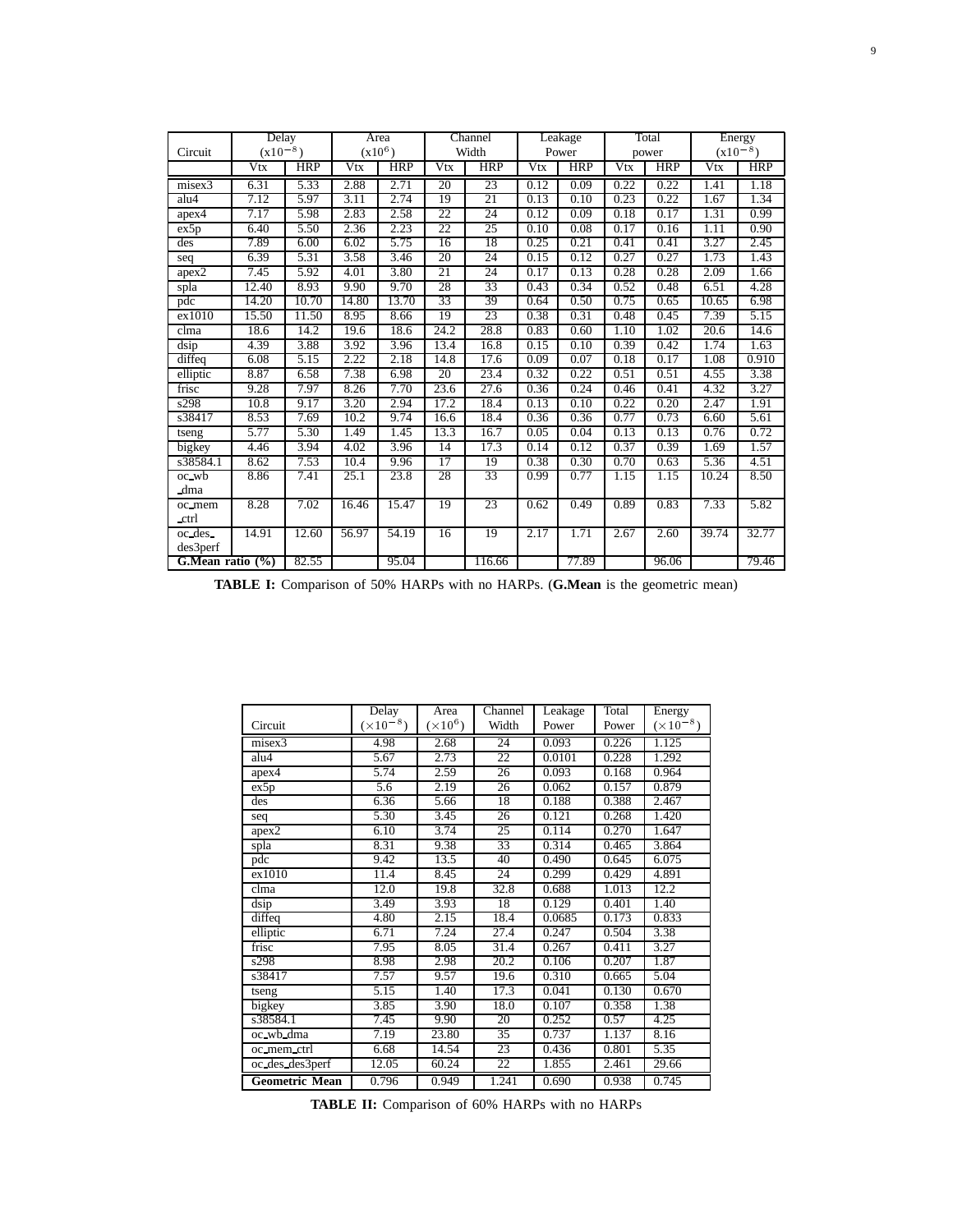| Circuit | Delay ($x10^{-8}$) | | Area ($x10^{6}$) | | Channel Width | | Leakage Power | | Total power | | Energy ($x10^{-8}$) | |
|---|---|---|---|---|---|---|---|---|---|---|---|---|
| | Vtx | HRP | Vtx | HRP | Vtx | HRP | Vtx | HRP | Vtx | HRP | Vtx | HRP |
| misex3 | 6.31 | 5.33 | 2.88 | 2.71 | 20 | 23 | 0.12 | 0.09 | 0.22 | 0.22 | 1.41 | 1.18 |
| alu4 | 7.12 | 5.97 | 3.11 | 2.74 | 19 | 21 | 0.13 | 0.10 | 0.23 | 0.22 | 1.67 | 1.34 |
| apex4 | 7.17 | 5.98 | 2.83 | 2.58 | 22 | 24 | 0.12 | 0.09 | 0.18 | 0.17 | 1.31 | 0.99 |
| ex5p | 6.40 | 5.50 | 2.36 | 2.23 | 22 | 25 | 0.10 | 0.08 | 0.17 | 0.16 | 1.11 | 0.90 |
| des | 7.89 | 6.00 | 6.02 | 5.75 | 16 | 18 | 0.25 | 0.21 | 0.41 | 0.41 | 3.27 | 2.45 |
| seq | 6.39 | 5.31 | 3.58 | 3.46 | 20 | 24 | 0.15 | 0.12 | 0.27 | 0.27 | 1.73 | 1.43 |
| apex2 | 7.45 | 5.92 | 4.01 | 3.80 | 21 | 24 | 0.17 | 0.13 | 0.28 | 0.28 | 2.09 | 1.66 |
| spla | 12.40 | 8.93 | 9.90 | 9.70 | 28 | 33 | 0.43 | 0.34 | 0.52 | 0.48 | 6.51 | 4.28 |
| pdc | 14.20 | 10.70 | 14.80 | 13.70 | 33 | 39 | 0.64 | 0.50 | 0.75 | 0.65 | 10.65 | 6.98 |
| ex1010 | 15.50 | 11.50 | 8.95 | 8.66 | 19 | 23 | 0.38 | 0.31 | 0.48 | 0.45 | 7.39 | 5.15 |
| clma | 18.6 | 14.2 | 19.6 | 18.6 | 24.2 | 28.8 | 0.83 | 0.60 | 1.10 | 1.02 | 20.6 | 14.6 |
| dsip | 4.39 | 3.88 | 3.92 | 3.96 | 13.4 | 16.8 | 0.15 | 0.10 | 0.39 | 0.42 | 1.74 | 1.63 |
| diffeq | 6.08 | 5.15 | 2.22 | 2.18 | 14.8 | 17.6 | 0.09 | 0.07 | 0.18 | 0.17 | 1.08 | 0.910 |
| elliptic | 8.87 | 6.58 | 7.38 | 6.98 | 20 | 23.4 | 0.32 | 0.22 | 0.51 | 0.51 | 4.55 | 3.38 |
| frisc | 9.28 | 7.97 | 8.26 | 7.70 | 23.6 | 27.6 | 0.36 | 0.24 | 0.46 | 0.41 | 4.32 | 3.27 |
| s298 | 10.8 | 9.17 | 3.20 | 2.94 | 17.2 | 18.4 | 0.13 | 0.10 | 0.22 | 0.20 | 2.47 | 1.91 |
| s38417 | 8.53 | 7.69 | 10.2 | 9.74 | 16.6 | 18.4 | 0.36 | 0.36 | 0.77 | 0.73 | 6.60 | 5.61 |
| tseng | 5.77 | 5.30 | 1.49 | 1.45 | 13.3 | 16.7 | 0.05 | 0.04 | 0.13 | 0.13 | 0.76 | 0.72 |
| bigkey | 4.46 | 3.94 | 4.02 | 3.96 | 14 | 17.3 | 0.14 | 0.12 | 0.37 | 0.39 | 1.69 | 1.57 |
| s38584.1 | 8.62 | 7.53 | 10.4 | 9.96 | 17 | 19 | 0.38 | 0.30 | 0.70 | 0.63 | 5.36 | 4.51 |
| oc_wb_dma | 8.86 | 7.41 | 25.1 | 23.8 | 28 | 33 | 0.99 | 0.77 | 1.15 | 1.15 | 10.24 | 8.50 |
| oc_mem_ctrl | 8.28 | 7.02 | 16.46 | 15.47 | 19 | 23 | 0.62 | 0.49 | 0.89 | 0.83 | 7.33 | 5.82 |
| oc_des_des3perf | 14.91 | 12.60 | 56.97 | 54.19 | 16 | 19 | 2.17 | 1.71 | 2.67 | 2.60 | 39.74 | 32.77 |
| **G.Mean ratio (%)** | | 82.55 | | 95.04 | | 116.66 | | 77.89 | | 96.06 | | 79.46 |

**TABLE I:** Comparison of 50% HARPs with no HARPs. (**G.Mean** is the geometric mean)

| Circuit | Delay ($\times10^{-8}$) | Area ($\times10^{6}$) | Channel Width | Leakage Power | Total Power | Energy ($\times10^{-8}$) |
|---|---|---|---|---|---|---|
| misex3 | 4.98 | 2.68 | 24 | 0.093 | 0.226 | 1.125 |
| alu4 | 5.67 | 2.73 | 22 | 0.0101 | 0.228 | 1.292 |
| apex4 | 5.74 | 2.59 | 26 | 0.093 | 0.168 | 0.964 |
| ex5p | 5.6 | 2.19 | 26 | 0.062 | 0.157 | 0.879 |
| des | 6.36 | 5.66 | 18 | 0.188 | 0.388 | 2.467 |
| seq | 5.30 | 3.45 | 26 | 0.121 | 0.268 | 1.420 |
| apex2 | 6.10 | 3.74 | 25 | 0.114 | 0.270 | 1.647 |
| spla | 8.31 | 9.38 | 33 | 0.314 | 0.465 | 3.864 |
| pdc | 9.42 | 13.5 | 40 | 0.490 | 0.645 | 6.075 |
| ex1010 | 11.4 | 8.45 | 24 | 0.299 | 0.429 | 4.891 |
| clma | 12.0 | 19.8 | 32.8 | 0.688 | 1.013 | 12.2 |
| dsip | 3.49 | 3.93 | 18 | 0.129 | 0.401 | 1.40 |
| diffeq | 4.80 | 2.15 | 18.4 | 0.0685 | 0.173 | 0.833 |
| elliptic | 6.71 | 7.24 | 27.4 | 0.247 | 0.504 | 3.38 |
| frisc | 7.95 | 8.05 | 31.4 | 0.267 | 0.411 | 3.27 |
| s298 | 8.98 | 2.98 | 20.2 | 0.106 | 0.207 | 1.87 |
| s38417 | 7.57 | 9.57 | 19.6 | 0.310 | 0.665 | 5.04 |
| tseng | 5.15 | 1.40 | 17.3 | 0.041 | 0.130 | 0.670 |
| bigkey | 3.85 | 3.90 | 18.0 | 0.107 | 0.358 | 1.38 |
| s38584.1 | 7.45 | 9.90 | 20 | 0.252 | 0.57 | 4.25 |
| oc_wb_dma | 7.19 | 23.80 | 35 | 0.737 | 1.137 | 8.16 |
| oc_mem_ctrl | 6.68 | 14.54 | 23 | 0.436 | 0.801 | 5.35 |
| oc_des_des3perf | 12.05 | 60.24 | 22 | 1.855 | 2.461 | 29.66 |
| **Geometric Mean** | 0.796 | 0.949 | 1.241 | 0.690 | 0.938 | 0.745 |

**TABLE II:** Comparison of 60% HARPs with no HARPs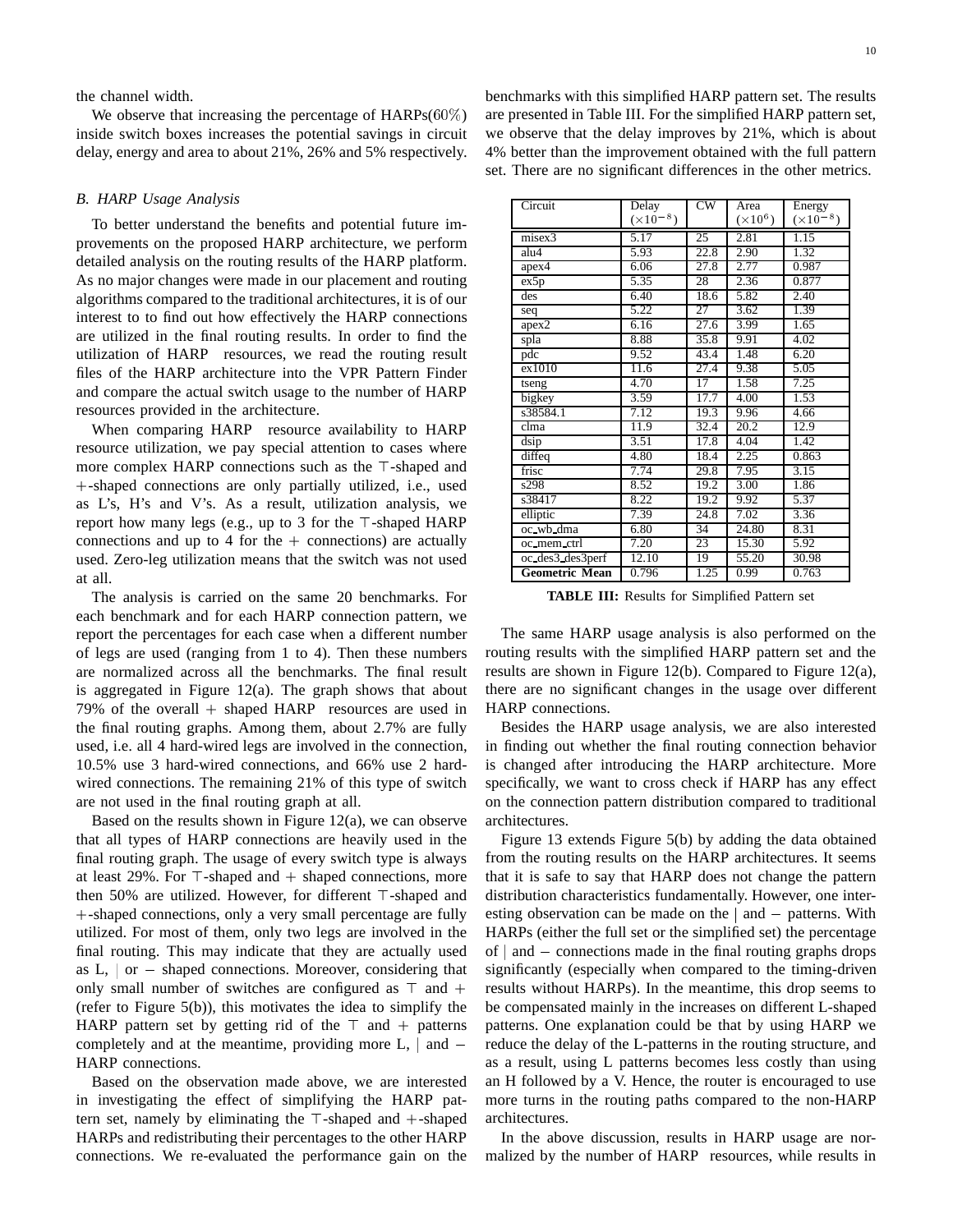the channel width.

We observe that increasing the percentage of HARPs($60\%$) inside switch boxes increases the potential savings in circuit delay, energy and area to about 21%, 26% and 5% respectively.

### B. HARP Usage Analysis

To better understand the benefits and potential future improvements on the proposed HARP architecture, we perform detailed analysis on the routing results of the HARP platform. As no major changes were made in our placement and routing algorithms compared to the traditional architectures, it is of our interest to to find out how effectively the HARP connections are utilized in the final routing results. In order to find the utilization of HARP resources, we read the routing result files of the HARP architecture into the VPR Pattern Finder and compare the actual switch usage to the number of HARP resources provided in the architecture.

When comparing HARP resource availability to HARP resource utilization, we pay special attention to cases where more complex HARP connections such as the $\top$-shaped and $+$-shaped connections are only partially utilized, i.e., used as L's, H's and V's. As a result, utilization analysis, we report how many legs (e.g., up to 3 for the $\top$-shaped HARP connections and up to 4 for the $+$ connections) are actually used. Zero-leg utilization means that the switch was not used at all.

The analysis is carried on the same 20 benchmarks. For each benchmark and for each HARP connection pattern, we report the percentages for each case when a different number of legs are used (ranging from 1 to 4). Then these numbers are normalized across all the benchmarks. The final result is aggregated in Figure 12(a). The graph shows that about 79% of the overall $+$ shaped HARP resources are used in the final routing graphs. Among them, about 2.7% are fully used, i.e. all 4 hard-wired legs are involved in the connection, 10.5% use 3 hard-wired connections, and 66% use 2 hard-wired connections. The remaining 21% of this type of switch are not used in the final routing graph at all.

Based on the results shown in Figure 12(a), we can observe that all types of HARP connections are heavily used in the final routing graph. The usage of every switch type is always at least 29%. For $\top$-shaped and $+$ shaped connections, more then 50% are utilized. However, for different $\top$-shaped and $+$-shaped connections, only a very small percentage are fully utilized. For most of them, only two legs are involved in the final routing. This may indicate that they are actually used as L, $|$ or $-$ shaped connections. Moreover, considering that only small number of switches are configured as $\top$ and $+$ (refer to Figure 5(b)), this motivates the idea to simplify the HARP pattern set by getting rid of the $\top$ and $+$ patterns completely and at the meantime, providing more L, $|$ and $-$ HARP connections.

Based on the observation made above, we are interested in investigating the effect of simplifying the HARP pattern set, namely by eliminating the $\top$-shaped and $+$-shaped HARPs and redistributing their percentages to the other HARP connections. We re-evaluated the performance gain on the benchmarks with this simplified HARP pattern set. The results are presented in Table III. For the simplified HARP pattern set, we observe that the delay improves by 21%, which is about 4% better than the improvement obtained with the full pattern set. There are no significant differences in the other metrics.

| Circuit | Delay ($\times 10^{-8}$) | CW | Area ($\times 10^{6}$) | Energy ($\times 10^{-8}$) |
|---|---|---|---|---|
| misex3 | 5.17 | 25 | 2.81 | 1.15 |
| alu4 | 5.93 | 22.8 | 2.90 | 1.32 |
| apex4 | 6.06 | 27.8 | 2.77 | 0.987 |
| ex5p | 5.35 | 28 | 2.36 | 0.877 |
| des | 6.40 | 18.6 | 5.82 | 2.40 |
| seq | 5.22 | 27 | 3.62 | 1.39 |
| apex2 | 6.16 | 27.6 | 3.99 | 1.65 |
| spla | 8.88 | 35.8 | 9.91 | 4.02 |
| pdc | 9.52 | 43.4 | 1.48 | 6.20 |
| ex1010 | 11.6 | 27.4 | 9.38 | 5.05 |
| tseng | 4.70 | 17 | 1.58 | 7.25 |
| bigkey | 3.59 | 17.7 | 4.00 | 1.53 |
| s38584.1 | 7.12 | 19.3 | 9.96 | 4.66 |
| clma | 11.9 | 32.4 | 20.2 | 12.9 |
| dsip | 3.51 | 17.8 | 4.04 | 1.42 |
| diffeq | 4.80 | 18.4 | 2.25 | 0.863 |
| frisc | 7.74 | 29.8 | 7.95 | 3.15 |
| s298 | 8.52 | 19.2 | 3.00 | 1.86 |
| s38417 | 8.22 | 19.2 | 9.92 | 5.37 |
| elliptic | 7.39 | 24.8 | 7.02 | 3.36 |
| oc_wb_dma | 6.80 | 34 | 24.80 | 8.31 |
| oc_mem_ctrl | 7.20 | 23 | 15.30 | 5.92 |
| oc_des3_des3perf | 12.10 | 19 | 55.20 | 30.98 |
| **Geometric Mean** | 0.796 | 1.25 | 0.99 | 0.763 |

**TABLE III:** Results for Simplified Pattern set

The same HARP usage analysis is also performed on the routing results with the simplified HARP pattern set and the results are shown in Figure 12(b). Compared to Figure 12(a), there are no significant changes in the usage over different HARP connections.

Besides the HARP usage analysis, we are also interested in finding out whether the final routing connection behavior is changed after introducing the HARP architecture. More specifically, we want to cross check if HARP has any effect on the connection pattern distribution compared to traditional architectures.

Figure 13 extends Figure 5(b) by adding the data obtained from the routing results on the HARP architectures. It seems that it is safe to say that HARP does not change the pattern distribution characteristics fundamentally. However, one interesting observation can be made on the $|$ and $-$ patterns. With HARPs (either the full set or the simplified set) the percentage of $|$ and $-$ connections made in the final routing graphs drops significantly (especially when compared to the timing-driven results without HARPs). In the meantime, this drop seems to be compensated mainly in the increases on different L-shaped patterns. One explanation could be that by using HARP we reduce the delay of the L-patterns in the routing structure, and as a result, using L patterns becomes less costly than using an H followed by a V. Hence, the router is encouraged to use more turns in the routing paths compared to the non-HARP architectures.

In the above discussion, results in HARP usage are normalized by the number of HARP resources, while results in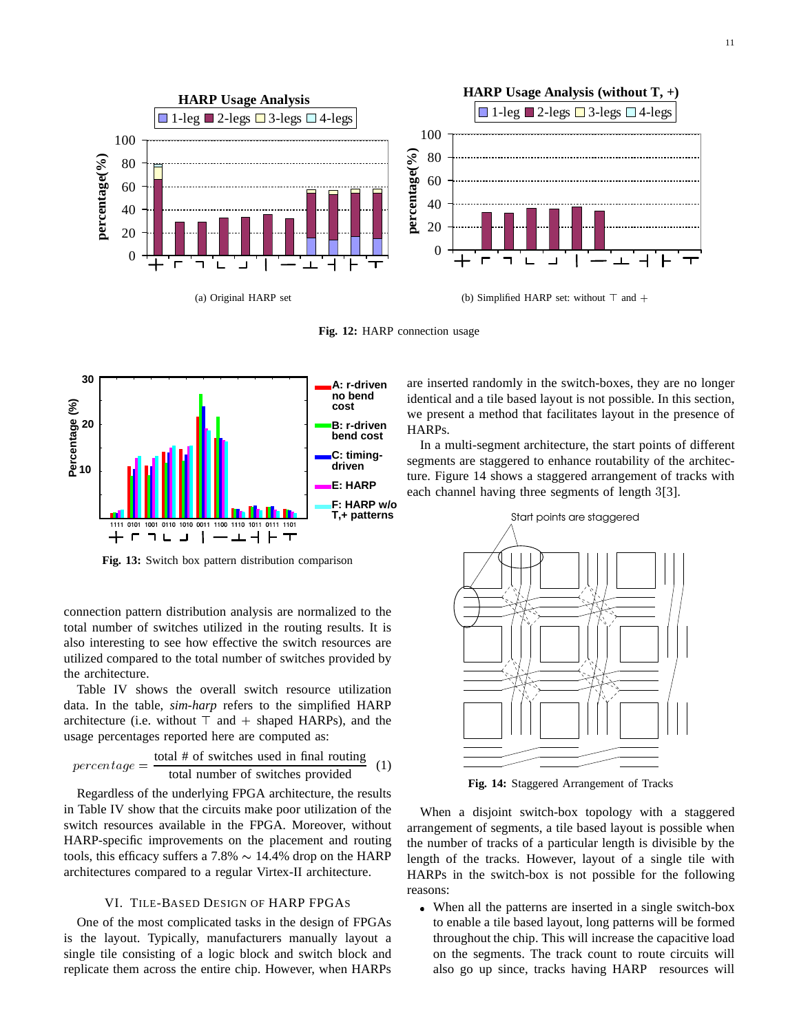(a) Original HARP set

(b) Simplified HARP set: without $\top$ and $+$

**Fig. 12:** HARP connection usage

**Fig. 13:** Switch box pattern distribution comparison

connection pattern distribution analysis are normalized to the total number of switches utilized in the routing results. It is also interesting to see how effective the switch resources are utilized compared to the total number of switches provided by the architecture.

Table IV shows the overall switch resource utilization data. In the table, ***sim-harp*** refers to the simplified HARP architecture (i.e. without $\top$ and $+$ shaped HARPs), and the usage percentages reported here are computed as:

$$percentage = \frac{\text{total \# of switches used in final routing}}{\text{total number of switches provided}} \quad (1)$$

Regardless of the underlying FPGA architecture, the results in Table IV show that the circuits make poor utilization of the switch resources available in the FPGA. Moreover, without HARP-specific improvements on the placement and routing tools, this efficacy suffers a 7.8% $\sim$ 14.4% drop on the HARP architectures compared to a regular Virtex-II architecture.

## VI. Tile-Based Design of HARP FPGAs

One of the most complicated tasks in the design of FPGAs is the layout. Typically, manufacturers manually layout a single tile consisting of a logic block and switch block and replicate them across the entire chip. However, when HARPs are inserted randomly in the switch-boxes, they are no longer identical and a tile based layout is not possible. In this section, we present a method that facilitates layout in the presence of HARPs.

In a multi-segment architecture, the start points of different segments are staggered to enhance routability of the architecture. Figure 14 shows a staggered arrangement of tracks with each channel having three segments of length 3[3].

**Fig. 14:** Staggered Arrangement of Tracks

When a disjoint switch-box topology with a staggered arrangement of segments, a tile based layout is possible when the number of tracks of a particular length is divisible by the length of the tracks. However, layout of a single tile with HARPs in the switch-box is not possible for the following reasons:

- When all the patterns are inserted in a single switch-box to enable a tile based layout, long patterns will be formed throughout the chip. This will increase the capacitive load on the segments. The track count to route circuits will also go up since, tracks having HARP resources will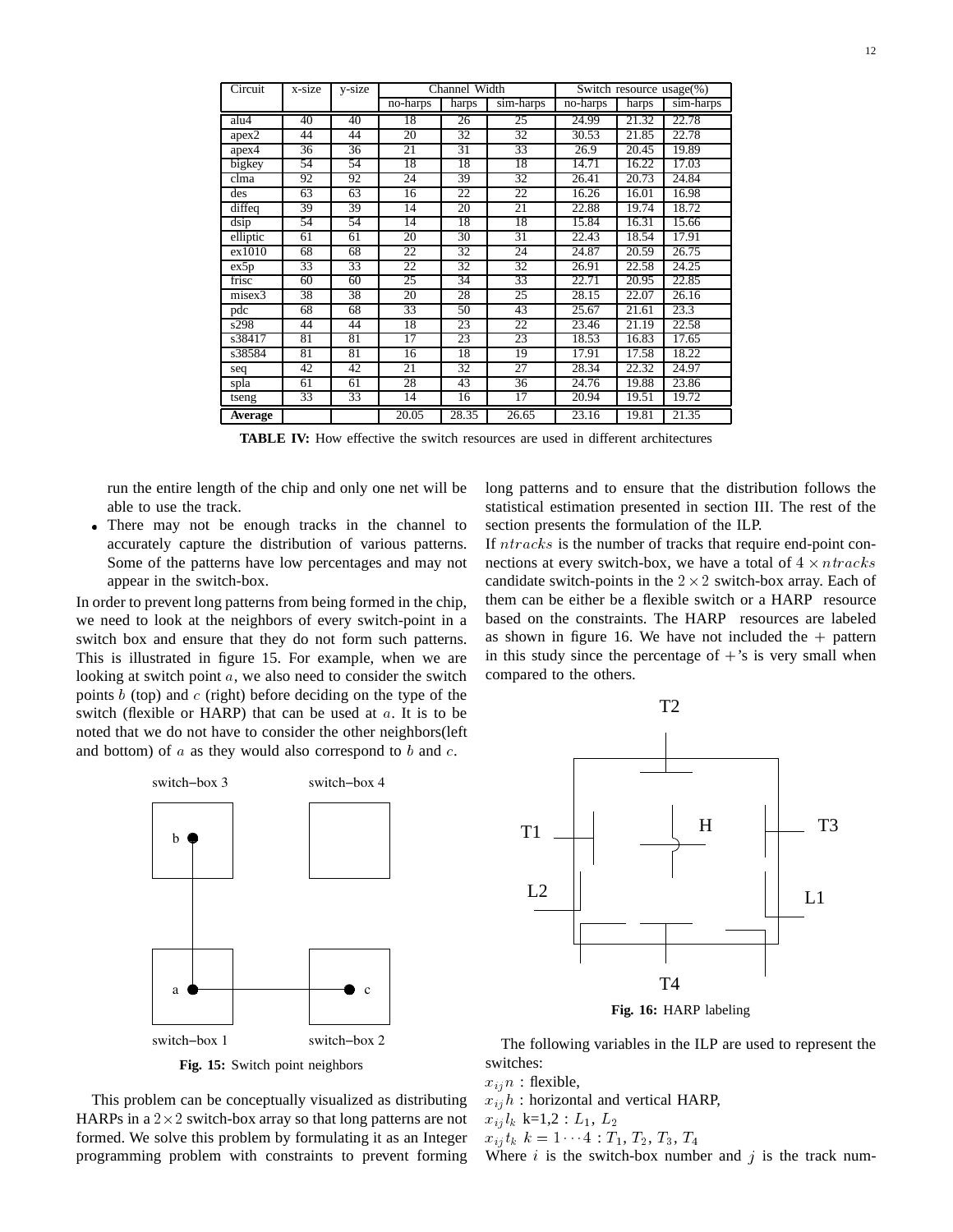| Circuit | x-size | y-size | Channel Width | | | Switch resource usage(%) | | |
|---|---|---|---|---|---|---|---|---|
| | | | no-harps | harps | sim-harps | no-harps | harps | sim-harps |
| alu4 | 40 | 40 | 18 | 26 | 25 | 24.99 | 21.32 | 22.78 |
| apex2 | 44 | 44 | 20 | 32 | 32 | 30.53 | 21.85 | 22.78 |
| apex4 | 36 | 36 | 21 | 31 | 33 | 26.9 | 20.45 | 19.89 |
| bigkey | 54 | 54 | 18 | 18 | 18 | 14.71 | 16.22 | 17.03 |
| clma | 92 | 92 | 24 | 39 | 32 | 26.41 | 20.73 | 24.84 |
| des | 63 | 63 | 16 | 22 | 22 | 16.26 | 16.01 | 16.98 |
| diffeq | 39 | 39 | 14 | 20 | 21 | 22.88 | 19.74 | 18.72 |
| dsip | 54 | 54 | 14 | 18 | 18 | 15.84 | 16.31 | 15.66 |
| elliptic | 61 | 61 | 20 | 30 | 31 | 22.43 | 18.54 | 17.91 |
| ex1010 | 68 | 68 | 22 | 32 | 24 | 24.87 | 20.59 | 26.75 |
| ex5p | 33 | 33 | 22 | 32 | 32 | 26.91 | 22.58 | 24.25 |
| frisc | 60 | 60 | 25 | 34 | 33 | 22.71 | 20.95 | 22.85 |
| misex3 | 38 | 38 | 20 | 28 | 25 | 28.15 | 22.07 | 26.16 |
| pdc | 68 | 68 | 33 | 50 | 43 | 25.67 | 21.61 | 23.3 |
| s298 | 44 | 44 | 18 | 23 | 22 | 23.46 | 21.19 | 22.58 |
| s38417 | 81 | 81 | 17 | 23 | 23 | 18.53 | 16.83 | 17.65 |
| s38584 | 81 | 81 | 16 | 18 | 19 | 17.91 | 17.58 | 18.22 |
| seq | 42 | 42 | 21 | 32 | 27 | 28.34 | 22.32 | 24.97 |
| spla | 61 | 61 | 28 | 43 | 36 | 24.76 | 19.88 | 23.86 |
| tseng | 33 | 33 | 14 | 16 | 17 | 20.94 | 19.51 | 19.72 |
| **Average** | | | 20.05 | 28.35 | 26.65 | 23.16 | 19.81 | 21.35 |

**TABLE IV:** How effective the switch resources are used in different architectures

run the entire length of the chip and only one net will be able to use the track.

- There may not be enough tracks in the channel to accurately capture the distribution of various patterns. Some of the patterns have low percentages and may not appear in the switch-box.

In order to prevent long patterns from being formed in the chip, we need to look at the neighbors of every switch-point in a switch box and ensure that they do not form such patterns. This is illustrated in figure 15. For example, when we are looking at switch point $a$, we also need to consider the switch points $b$ (top) and $c$ (right) before deciding on the type of the switch (flexible or HARP) that can be used at $a$. It is to be noted that we do not have to consider the other neighbors(left and bottom) of $a$ as they would also correspond to $b$ and $c$.

**Fig. 15:** Switch point neighbors

This problem can be conceptually visualized as distributing HARPs in a $2 \times 2$ switch-box array so that long patterns are not formed. We solve this problem by formulating it as an Integer programming problem with constraints to prevent forming long patterns and to ensure that the distribution follows the statistical estimation presented in section III. The rest of the section presents the formulation of the ILP.

If $ntracks$ is the number of tracks that require end-point connections at every switch-box, we have a total of $4 \times ntracks$ candidate switch-points in the $2 \times 2$ switch-box array. Each of them can be either be a flexible switch or a HARP resource based on the constraints. The HARP resources are labeled as shown in figure 16. We have not included the $+$ pattern in this study since the percentage of $+$'s is very small when compared to the others.

**Fig. 16:** HARP labeling

The following variables in the ILP are used to represent the switches:

$x_{ij}n$ : flexible,
$x_{ij}h$ : horizontal and vertical HARP,
$x_{ij}l_k$ k=1,2 : $L_1$, $L_2$
$x_{ij}t_k$ $k = 1 \cdots 4$ : $T_1$, $T_2$, $T_3$, $T_4$
Where $i$ is the switch-box number and $j$ is the track num-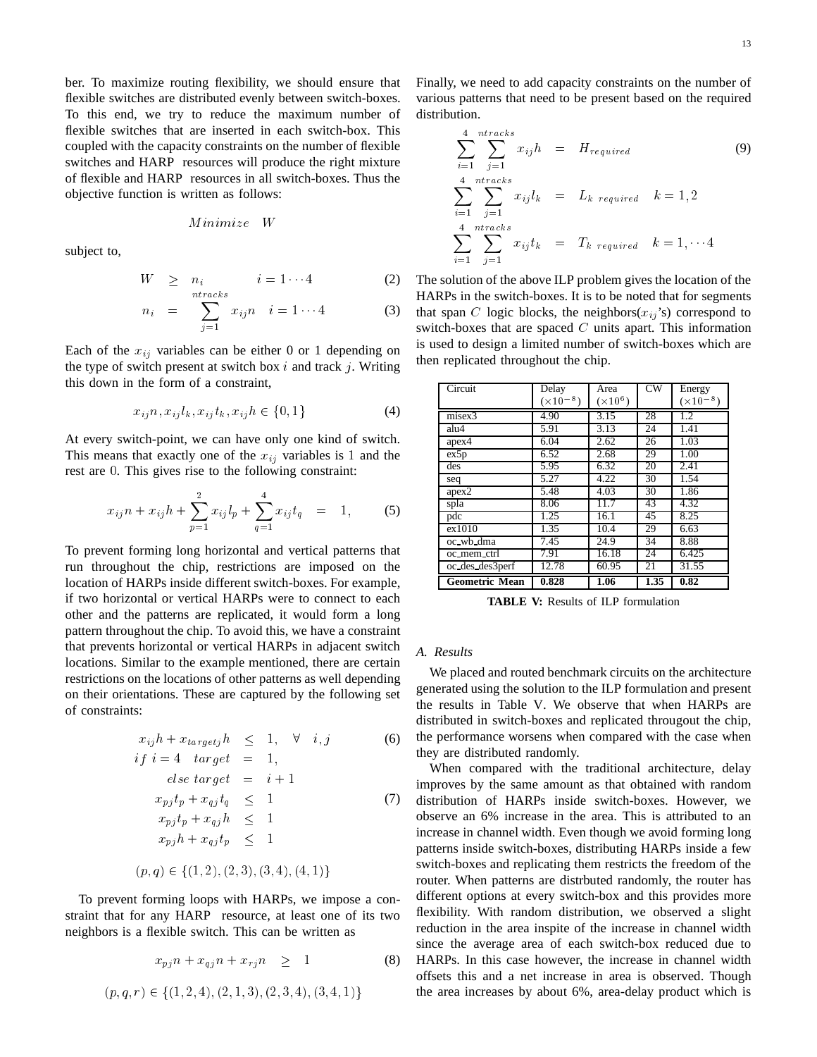ber. To maximize routing flexibility, we should ensure that flexible switches are distributed evenly between switch-boxes. To this end, we try to reduce the maximum number of flexible switches that are inserted in each switch-box. This coupled with the capacity constraints on the number of flexible switches and HARP resources will produce the right mixture of flexible and HARP resources in all switch-boxes. Thus the objective function is written as follows:

$$Minimize \quad W$$

subject to,

$$W \geq n_i \qquad i = 1 \cdots 4 \tag{2}$$

$$n_i = \sum_{j=1}^{ntracks} x_{ij}n \quad i = 1 \cdots 4 \tag{3}$$

Each of the $x_{ij}$ variables can be either 0 or 1 depending on the type of switch present at switch box $i$ and track $j$. Writing this down in the form of a constraint,

$$x_{ij}n, x_{ij}l_k, x_{ij}t_k, x_{ij}h \in \{0, 1\} \tag{4}$$

At every switch-point, we can have only one kind of switch. This means that exactly one of the $x_{ij}$ variables is 1 and the rest are 0. This gives rise to the following constraint:

$$x_{ij}n + x_{ij}h + \sum_{p=1}^{2} x_{ij}l_p + \sum_{q=1}^{4} x_{ij}t_q = 1, \tag{5}$$

To prevent forming long horizontal and vertical patterns that run throughout the chip, restrictions are imposed on the location of HARPs inside different switch-boxes. For example, if two horizontal or vertical HARPs were to connect to each other and the patterns are replicated, it would form a long pattern throughout the chip. To avoid this, we have a constraint that prevents horizontal or vertical HARPs in adjacent switch locations. Similar to the example mentioned, there are certain restrictions on the locations of other patterns as well depending on their orientations. These are captured by the following set of constraints:

$$x_{ij}h + x_{target\,j}h \leq 1, \quad \forall \quad i, j \tag{6}$$

$$if \; i = 4 \quad target = 1,$$

$$else \; target = i + 1$$

$$x_{pj}t_p + x_{qj}t_q \leq 1 \tag{7}$$

$$x_{pj}t_p + x_{qj}h \leq 1$$

$$x_{pj}h + x_{qj}t_p \leq 1$$

$$(p, q) \in \{(1, 2), (2, 3), (3, 4), (4, 1)\}$$

To prevent forming loops with HARPs, we impose a constraint that for any HARP resource, at least one of its two neighbors is a flexible switch. This can be written as

$$x_{pj}n + x_{qj}n + x_{rj}n \geq 1 \tag{8}$$

$$(p, q, r) \in \{(1, 2, 4), (2, 1, 3), (2, 3, 4), (3, 4, 1)\}$$

Finally, we need to add capacity constraints on the number of various patterns that need to be present based on the required distribution.

$$\sum_{i=1}^{4} \sum_{j=1}^{ntracks} x_{ij}h = H_{required} \tag{9}$$

$$\sum_{i=1}^{4} \sum_{j=1}^{ntracks} x_{ij}l_k = L_{k\ required} \quad k = 1, 2$$

$$\sum_{i=1}^{4} \sum_{j=1}^{ntracks} x_{ij}t_k = T_{k\ required} \quad k = 1, \cdots 4$$

The solution of the above ILP problem gives the location of the HARPs in the switch-boxes. It is to be noted that for segments that span $C$ logic blocks, the neighbors($x_{ij}$'s) correspond to switch-boxes that are spaced $C$ units apart. This information is used to design a limited number of switch-boxes which are then replicated throughout the chip.

| Circuit | Delay ($\times 10^{-8}$) | Area ($\times 10^{6}$) | CW | Energy ($\times 10^{-8}$) |
|---|---|---|---|---|
| misex3 | 4.90 | 3.15 | 28 | 1.2 |
| alu4 | 5.91 | 3.13 | 24 | 1.41 |
| apex4 | 6.04 | 2.62 | 26 | 1.03 |
| ex5p | 6.52 | 2.68 | 29 | 1.00 |
| des | 5.95 | 6.32 | 20 | 2.41 |
| seq | 5.27 | 4.22 | 30 | 1.54 |
| apex2 | 5.48 | 4.03 | 30 | 1.86 |
| spla | 8.06 | 11.7 | 43 | 4.32 |
| pdc | 1.25 | 16.1 | 45 | 8.25 |
| ex1010 | 1.35 | 10.4 | 29 | 6.63 |
| oc_wb_dma | 7.45 | 24.9 | 34 | 8.88 |
| oc_mem_ctrl | 7.91 | 16.18 | 24 | 6.425 |
| oc_des_des3perf | 12.78 | 60.95 | 21 | 31.55 |
| **Geometric Mean** | **0.828** | **1.06** | **1.35** | **0.82** |

**TABLE V:** Results of ILP formulation

### A. Results

We placed and routed benchmark circuits on the architecture generated using the solution to the ILP formulation and present the results in Table V. We observe that when HARPs are distributed in switch-boxes and replicated througout the chip, the performance worsens when compared with the case when they are distributed randomly.

When compared with the traditional architecture, delay improves by the same amount as that obtained with random distribution of HARPs inside switch-boxes. However, we observe an 6% increase in the area. This is attributed to an increase in channel width. Even though we avoid forming long patterns inside switch-boxes, distributing HARPs inside a few switch-boxes and replicating them restricts the freedom of the router. When patterns are distrbuted randomly, the router has different options at every switch-box and this provides more flexibility. With random distribution, we observed a slight reduction in the area inspite of the increase in channel width since the average area of each switch-box reduced due to HARPs. In this case however, the increase in channel width offsets this and a net increase in area is observed. Though the area increases by about 6%, area-delay product which is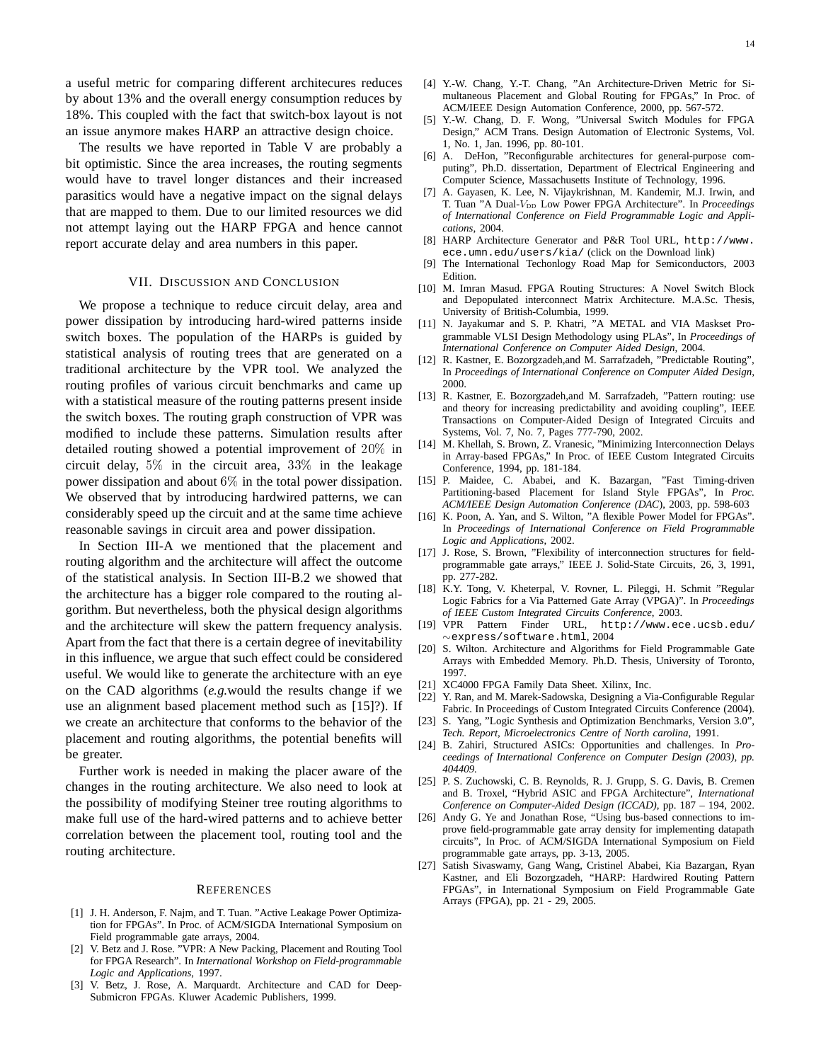a useful metric for comparing different architecures reduces by about 13% and the overall energy consumption reduces by 18%. This coupled with the fact that switch-box layout is not an issue anymore makes HARP an attractive design choice.

The results we have reported in Table V are probably a bit optimistic. Since the area increases, the routing segments would have to travel longer distances and their increased parasitics would have a negative impact on the signal delays that are mapped to them. Due to our limited resources we did not attempt laying out the HARP FPGA and hence cannot report accurate delay and area numbers in this paper.

## VII. Discussion and Conclusion

We propose a technique to reduce circuit delay, area and power dissipation by introducing hard-wired patterns inside switch boxes. The population of the HARPs is guided by statistical analysis of routing trees that are generated on a traditional architecture by the VPR tool. We analyzed the routing profiles of various circuit benchmarks and came up with a statistical measure of the routing patterns present inside the switch boxes. The routing graph construction of VPR was modified to include these patterns. Simulation results after detailed routing showed a potential improvement of $20\%$ in circuit delay, $5\%$ in the circuit area, $33\%$ in the leakage power dissipation and about $6\%$ in the total power dissipation. We observed that by introducing hardwired patterns, we can considerably speed up the circuit and at the same time achieve reasonable savings in circuit area and power dissipation.

In Section III-A we mentioned that the placement and routing algorithm and the architecture will affect the outcome of the statistical analysis. In Section III-B.2 we showed that the architecture has a bigger role compared to the routing algorithm. But nevertheless, both the physical design algorithms and the architecture will skew the pattern frequency analysis. Apart from the fact that there is a certain degree of inevitability in this influence, we argue that such effect could be considered useful. We would like to generate the architecture with an eye on the CAD algorithms (*e.g.*would the results change if we use an alignment based placement method such as [15]?). If we create an architecture that conforms to the behavior of the placement and routing algorithms, the potential benefits will be greater.

Further work is needed in making the placer aware of the changes in the routing architecture. We also need to look at the possibility of modifying Steiner tree routing algorithms to make full use of the hard-wired patterns and to achieve better correlation between the placement tool, routing tool and the routing architecture.

## References

[1] J. H. Anderson, F. Najm, and T. Tuan. "Active Leakage Power Optimization for FPGAs". In Proc. of ACM/SIGDA International Symposium on Field programmable gate arrays, 2004.

[2] V. Betz and J. Rose. "VPR: A New Packing, Placement and Routing Tool for FPGA Research". In *International Workshop on Field-programmable Logic and Applications*, 1997.

[3] V. Betz, J. Rose, A. Marquardt. Architecture and CAD for Deep-Submicron FPGAs. Kluwer Academic Publishers, 1999.

[4] Y.-W. Chang, Y.-T. Chang, "An Architecture-Driven Metric for Simultaneous Placement and Global Routing for FPGAs," In Proc. of ACM/IEEE Design Automation Conference, 2000, pp. 567-572.

[5] Y.-W. Chang, D. F. Wong, "Universal Switch Modules for FPGA Design," ACM Trans. Design Automation of Electronic Systems, Vol. 1, No. 1, Jan. 1996, pp. 80-101.

[6] A. DeHon, "Reconfigurable architectures for general-purpose computing", Ph.D. dissertation, Department of Electrical Engineering and Computer Science, Massachusetts Institute of Technology, 1996.

[7] A. Gayasen, K. Lee, N. Vijaykrishnan, M. Kandemir, M.J. Irwin, and T. Tuan "A Dual-$V_{DD}$ Low Power FPGA Architecture". In *Proceedings of International Conference on Field Programmable Logic and Applications*, 2004.

[8] HARP Architecture Generator and P&R Tool URL, http://www.ece.umn.edu/users/kia/ (click on the Download link)

[9] The International Techonlogy Road Map for Semiconductors, 2003 Edition.

[10] M. Imran Masud. FPGA Routing Structures: A Novel Switch Block and Depopulated interconnect Matrix Architecture. M.A.Sc. Thesis, University of British-Columbia, 1999.

[11] N. Jayakumar and S. P. Khatri, "A METAL and VIA Maskset Programmable VLSI Design Methodology using PLAs", In *Proceedings of International Conference on Computer Aided Design*, 2004.

[12] R. Kastner, E. Bozorgzadeh,and M. Sarrafzadeh, "Predictable Routing", In *Proceedings of International Conference on Computer Aided Design*, 2000.

[13] R. Kastner, E. Bozorgzadeh,and M. Sarrafzadeh, "Pattern routing: use and theory for increasing predictability and avoiding coupling", IEEE Transactions on Computer-Aided Design of Integrated Circuits and Systems, Vol. 7, No. 7, Pages 777-790, 2002.

[14] M. Khellah, S. Brown, Z. Vranesic, "Minimizing Interconnection Delays in Array-based FPGAs," In Proc. of IEEE Custom Integrated Circuits Conference, 1994, pp. 181-184.

[15] P. Maidee, C. Ababei, and K. Bazargan, "Fast Timing-driven Partitioning-based Placement for Island Style FPGAs", In *Proc. ACM/IEEE Design Automation Conference (DAC)*, 2003, pp. 598-603

[16] K. Poon, A. Yan, and S. Wilton, "A flexible Power Model for FPGAs". In *Proceedings of International Conference on Field Programmable Logic and Applications*, 2002.

[17] J. Rose, S. Brown, "Flexibility of interconnection structures for field-programmable gate arrays," IEEE J. Solid-State Circuits, 26, 3, 1991, pp. 277-282.

[18] K.Y. Tong, V. Kheterpal, V. Rovner, L. Pileggi, H. Schmit "Regular Logic Fabrics for a Via Patterned Gate Array (VPGA)". In *Proceedings of IEEE Custom Integrated Circuits Conference*, 2003.

[19] VPR Pattern Finder URL, http://www.ece.ucsb.edu/~express/software.html, 2004

[20] S. Wilton. Architecture and Algorithms for Field Programmable Gate Arrays with Embedded Memory. Ph.D. Thesis, University of Toronto, 1997.

[21] XC4000 FPGA Family Data Sheet. Xilinx, Inc.

[22] Y. Ran, and M. Marek-Sadowska, Designing a Via-Configurable Regular Fabric. In Proceedings of Custom Integrated Circuits Conference (2004).

[23] S. Yang, "Logic Synthesis and Optimization Benchmarks, Version 3.0", *Tech. Report, Microelectronics Centre of North carolina*, 1991.

[24] B. Zahiri, Structured ASICs: Opportunities and challenges. In *Proceedings of International Conference on Computer Design (2003), pp. 404409.*

[25] P. S. Zuchowski, C. B. Reynolds, R. J. Grupp, S. G. Davis, B. Cremen and B. Troxel, "Hybrid ASIC and FPGA Architecture", *International Conference on Computer-Aided Design (ICCAD)*, pp. 187 – 194, 2002.

[26] Andy G. Ye and Jonathan Rose, "Using bus-based connections to improve field-programmable gate array density for implementing datapath circuits", In Proc. of ACM/SIGDA International Symposium on Field programmable gate arrays, pp. 3-13, 2005.

[27] Satish Sivaswamy, Gang Wang, Cristinel Ababei, Kia Bazargan, Ryan Kastner, and Eli Bozorgzadeh, "HARP: Hardwired Routing Pattern FPGAs", in International Symposium on Field Programmable Gate Arrays (FPGA), pp. 21 - 29, 2005.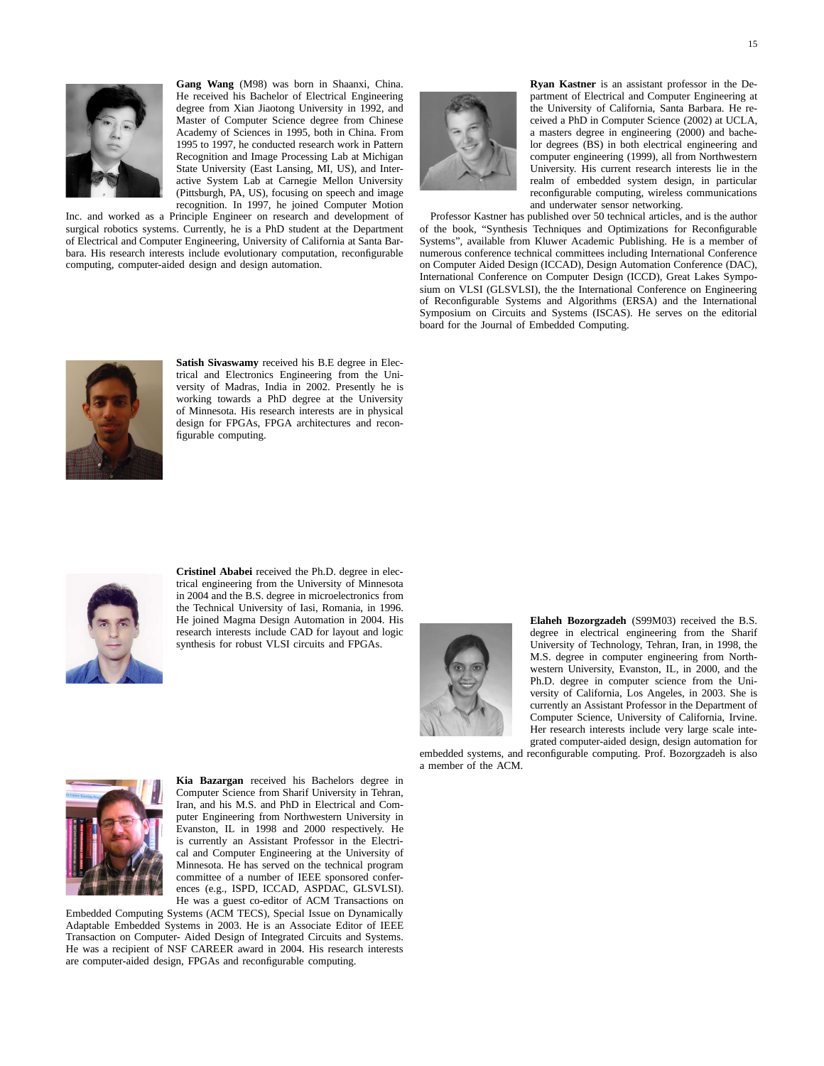**Gang Wang** (M98) was born in Shaanxi, China. He received his Bachelor of Electrical Engineering degree from Xian Jiaotong University in 1992, and Master of Computer Science degree from Chinese Academy of Sciences in 1995, both in China. From 1995 to 1997, he conducted research work in Pattern Recognition and Image Processing Lab at Michigan State University (East Lansing, MI, US), and Interactive System Lab at Carnegie Mellon University (Pittsburgh, PA, US), focusing on speech and image recognition. In 1997, he joined Computer Motion Inc. and worked as a Principle Engineer on research and development of surgical robotics systems. Currently, he is a PhD student at the Department of Electrical and Computer Engineering, University of California at Santa Barbara. His research interests include evolutionary computation, reconfigurable computing, computer-aided design and design automation.

**Satish Sivaswamy** received his B.E degree in Electrical and Electronics Engineering from the University of Madras, India in 2002. Presently he is working towards a PhD degree at the University of Minnesota. His research interests are in physical design for FPGAs, FPGA architectures and reconfigurable computing.

**Cristinel Ababei** received the Ph.D. degree in electrical engineering from the University of Minnesota in 2004 and the B.S. degree in microelectronics from the Technical University of Iasi, Romania, in 1996. He joined Magma Design Automation in 2004. His research interests include CAD for layout and logic synthesis for robust VLSI circuits and FPGAs.

**Kia Bazargan** received his Bachelors degree in Computer Science from Sharif University in Tehran, Iran, and his M.S. and PhD in Electrical and Computer Engineering from Northwestern University in Evanston, IL in 1998 and 2000 respectively. He is currently an Assistant Professor in the Electrical and Computer Engineering at the University of Minnesota. He has served on the technical program committee of a number of IEEE sponsored conferences (e.g., ISPD, ICCAD, ASPDAC, GLSVLSI). He was a guest co-editor of ACM Transactions on Embedded Computing Systems (ACM TECS), Special Issue on Dynamically Adaptable Embedded Systems in 2003. He is an Associate Editor of IEEE Transaction on Computer- Aided Design of Integrated Circuits and Systems. He was a recipient of NSF CAREER award in 2004. His research interests are computer-aided design, FPGAs and reconfigurable computing.

**Ryan Kastner** is an assistant professor in the Department of Electrical and Computer Engineering at the University of California, Santa Barbara. He received a PhD in Computer Science (2002) at UCLA, a masters degree in engineering (2000) and bachelor degrees (BS) in both electrical engineering and computer engineering (1999), all from Northwestern University. His current research interests lie in the realm of embedded system design, in particular reconfigurable computing, wireless communications and underwater sensor networking.

Professor Kastner has published over 50 technical articles, and is the author of the book, "Synthesis Techniques and Optimizations for Reconfigurable Systems", available from Kluwer Academic Publishing. He is a member of numerous conference technical committees including International Conference on Computer Aided Design (ICCAD), Design Automation Conference (DAC), International Conference on Computer Design (ICCD), Great Lakes Symposium on VLSI (GLSVLSI), the the International Conference on Engineering of Reconfigurable Systems and Algorithms (ERSA) and the International Symposium on Circuits and Systems (ISCAS). He serves on the editorial board for the Journal of Embedded Computing.

**Elaheh Bozorgzadeh** (S99M03) received the B.S. degree in electrical engineering from the Sharif University of Technology, Tehran, Iran, in 1998, the M.S. degree in computer engineering from Northwestern University, Evanston, IL, in 2000, and the Ph.D. degree in computer science from the University of California, Los Angeles, in 2003. She is currently an Assistant Professor in the Department of Computer Science, University of California, Irvine. Her research interests include very large scale integrated computer-aided design, design automation for embedded systems, and reconfigurable computing. Prof. Bozorgzadeh is also a member of the ACM.